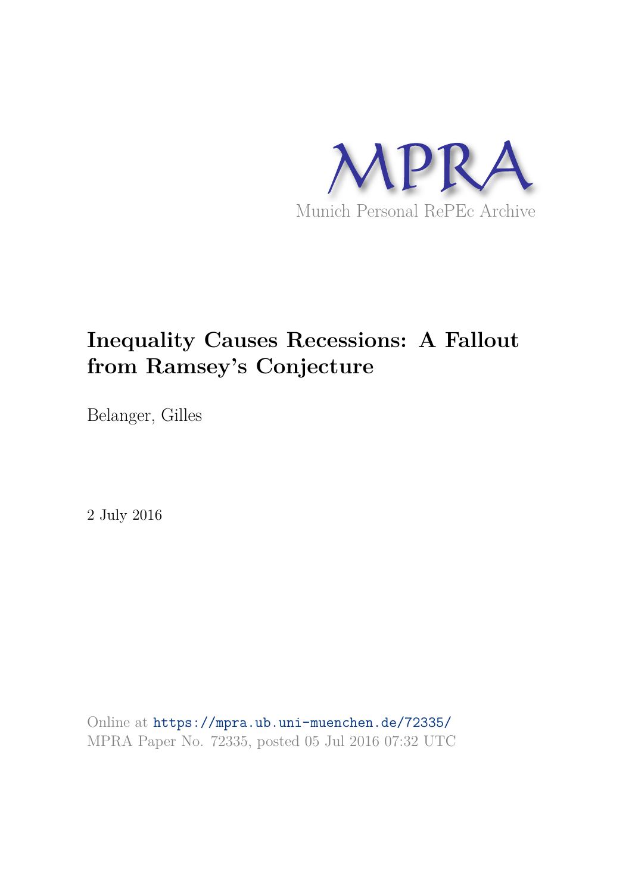MPRA

Munich Personal RePEc Archive

# Inequality Causes Recessions: A Fallout from Ramsey's Conjecture

Belanger, Gilles

2 July 2016

Online at https://mpra.ub.uni-muenchen.de/72335/
MPRA Paper No. 72335, posted 05 Jul 2016 07:32 UTC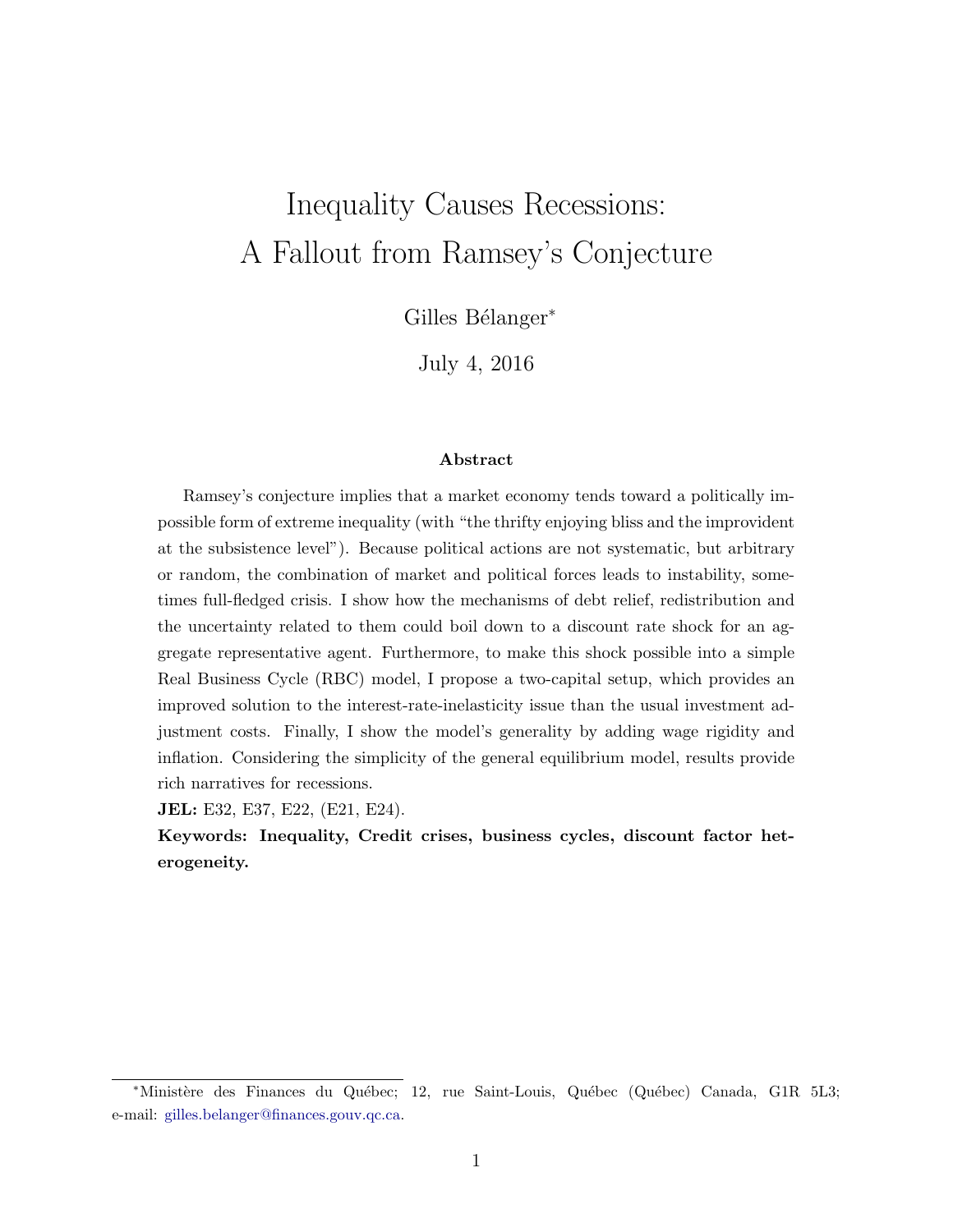# Inequality Causes Recessions: A Fallout from Ramsey's Conjecture

Gilles Bélanger*

July 4, 2016

### Abstract

Ramsey's conjecture implies that a market economy tends toward a politically impossible form of extreme inequality (with "the thrifty enjoying bliss and the improvident at the subsistence level"). Because political actions are not systematic, but arbitrary or random, the combination of market and political forces leads to instability, sometimes full-fledged crisis. I show how the mechanisms of debt relief, redistribution and the uncertainty related to them could boil down to a discount rate shock for an aggregate representative agent. Furthermore, to make this shock possible into a simple Real Business Cycle (RBC) model, I propose a two-capital setup, which provides an improved solution to the interest-rate-inelasticity issue than the usual investment adjustment costs. Finally, I show the model's generality by adding wage rigidity and inflation. Considering the simplicity of the general equilibrium model, results provide rich narratives for recessions.

**JEL:** E32, E37, E22, (E21, E24).

**Keywords: Inequality, Credit crises, business cycles, discount factor heterogeneity.**

---

*Ministère des Finances du Québec; 12, rue Saint-Louis, Québec (Québec) Canada, G1R 5L3; e-mail: gilles.belanger@finances.gouv.qc.ca.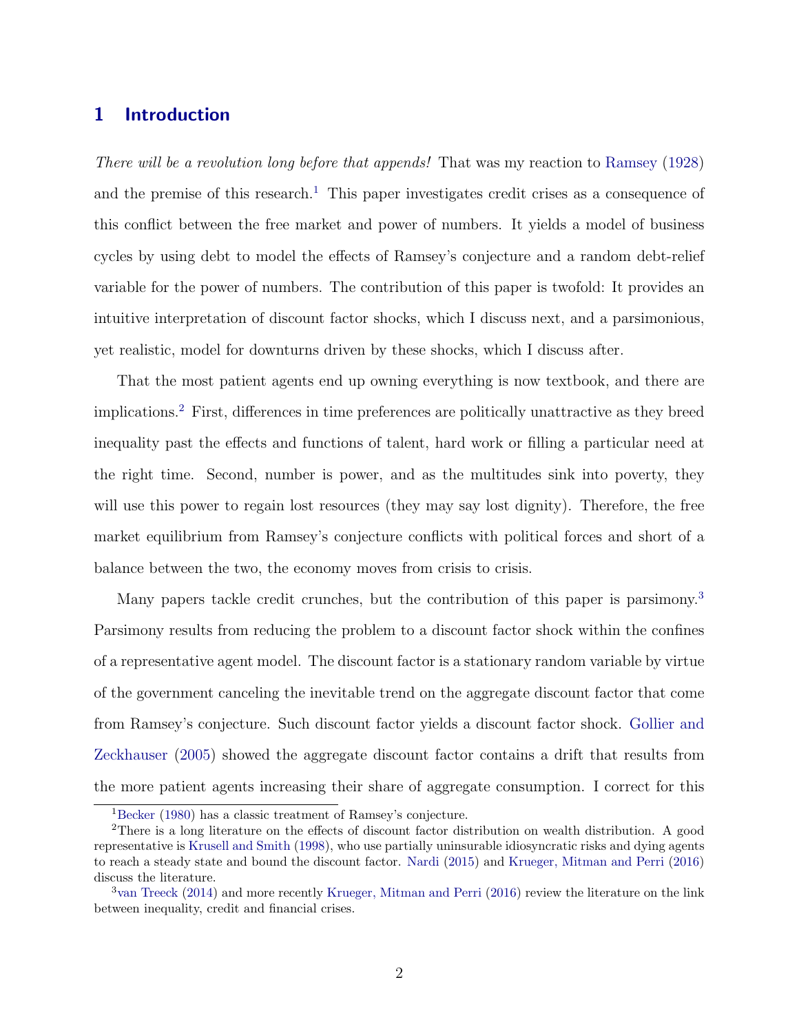# 1 Introduction

*There will be a revolution long before that appends!* That was my reaction to Ramsey (1928) and the premise of this research.[1] This paper investigates credit crises as a consequence of this conflict between the free market and power of numbers. It yields a model of business cycles by using debt to model the effects of Ramsey's conjecture and a random debt-relief variable for the power of numbers. The contribution of this paper is twofold: It provides an intuitive interpretation of discount factor shocks, which I discuss next, and a parsimonious, yet realistic, model for downturns driven by these shocks, which I discuss after.

That the most patient agents end up owning everything is now textbook, and there are implications.[2] First, differences in time preferences are politically unattractive as they breed inequality past the effects and functions of talent, hard work or filling a particular need at the right time. Second, number is power, and as the multitudes sink into poverty, they will use this power to regain lost resources (they may say lost dignity). Therefore, the free market equilibrium from Ramsey's conjecture conflicts with political forces and short of a balance between the two, the economy moves from crisis to crisis.

Many papers tackle credit crunches, but the contribution of this paper is parsimony.[3] Parsimony results from reducing the problem to a discount factor shock within the confines of a representative agent model. The discount factor is a stationary random variable by virtue of the government canceling the inevitable trend on the aggregate discount factor that come from Ramsey's conjecture. Such discount factor yields a discount factor shock. Gollier and Zeckhauser (2005) showed the aggregate discount factor contains a drift that results from the more patient agents increasing their share of aggregate consumption. I correct for this

[1] Becker (1980) has a classic treatment of Ramsey's conjecture.

[2] There is a long literature on the effects of discount factor distribution on wealth distribution. A good representative is Krusell and Smith (1998), who use partially uninsurable idiosyncratic risks and dying agents to reach a steady state and bound the discount factor. Nardi (2015) and Krueger, Mitman and Perri (2016) discuss the literature.

[3] van Treeck (2014) and more recently Krueger, Mitman and Perri (2016) review the literature on the link between inequality, credit and financial crises.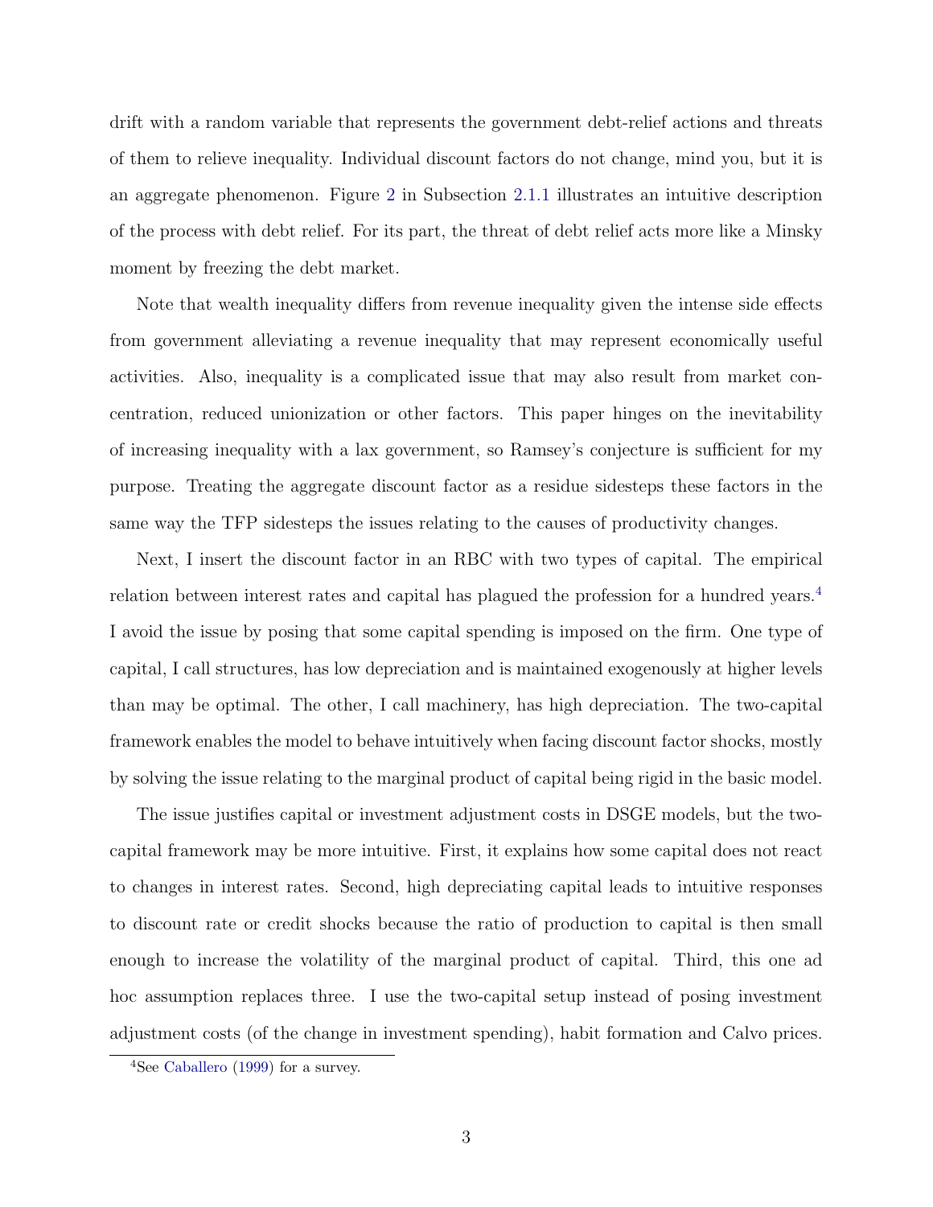drift with a random variable that represents the government debt-relief actions and threats of them to relieve inequality. Individual discount factors do not change, mind you, but it is an aggregate phenomenon. Figure 2 in Subsection 2.1.1 illustrates an intuitive description of the process with debt relief. For its part, the threat of debt relief acts more like a Minsky moment by freezing the debt market.

Note that wealth inequality differs from revenue inequality given the intense side effects from government alleviating a revenue inequality that may represent economically useful activities. Also, inequality is a complicated issue that may also result from market concentration, reduced unionization or other factors. This paper hinges on the inevitability of increasing inequality with a lax government, so Ramsey's conjecture is sufficient for my purpose. Treating the aggregate discount factor as a residue sidesteps these factors in the same way the TFP sidesteps the issues relating to the causes of productivity changes.

Next, I insert the discount factor in an RBC with two types of capital. The empirical relation between interest rates and capital has plagued the profession for a hundred years.[4] I avoid the issue by posing that some capital spending is imposed on the firm. One type of capital, I call structures, has low depreciation and is maintained exogenously at higher levels than may be optimal. The other, I call machinery, has high depreciation. The two-capital framework enables the model to behave intuitively when facing discount factor shocks, mostly by solving the issue relating to the marginal product of capital being rigid in the basic model.

The issue justifies capital or investment adjustment costs in DSGE models, but the two-capital framework may be more intuitive. First, it explains how some capital does not react to changes in interest rates. Second, high depreciating capital leads to intuitive responses to discount rate or credit shocks because the ratio of production to capital is then small enough to increase the volatility of the marginal product of capital. Third, this one ad hoc assumption replaces three. I use the two-capital setup instead of posing investment adjustment costs (of the change in investment spending), habit formation and Calvo prices.

[4] See Caballero (1999) for a survey.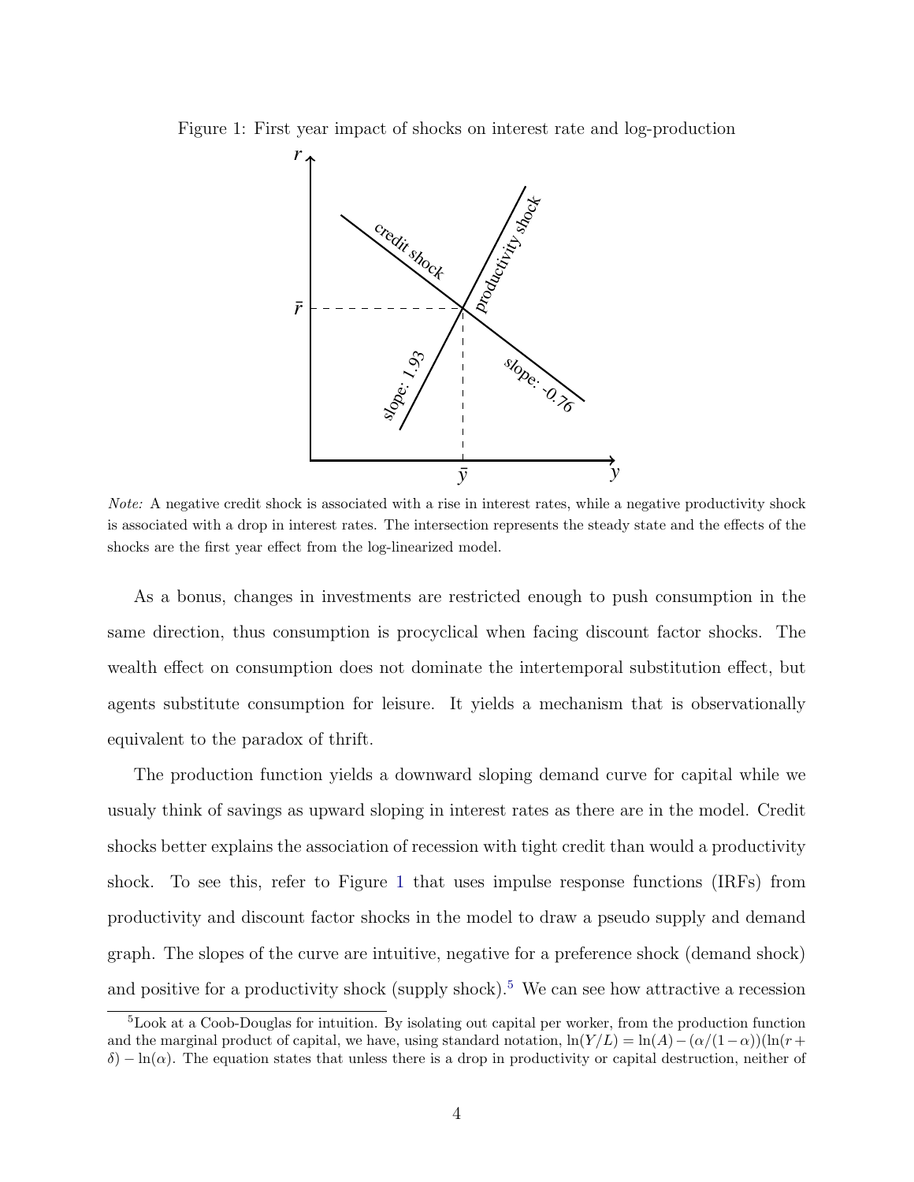Figure 1: First year impact of shocks on interest rate and log-production

*Note:* A negative credit shock is associated with a rise in interest rates, while a negative productivity shock is associated with a drop in interest rates. The intersection represents the steady state and the effects of the shocks are the first year effect from the log-linearized model.

As a bonus, changes in investments are restricted enough to push consumption in the same direction, thus consumption is procyclical when facing discount factor shocks. The wealth effect on consumption does not dominate the intertemporal substitution effect, but agents substitute consumption for leisure. It yields a mechanism that is observationally equivalent to the paradox of thrift.

The production function yields a downward sloping demand curve for capital while we usualy think of savings as upward sloping in interest rates as there are in the model. Credit shocks better explains the association of recession with tight credit than would a productivity shock. To see this, refer to Figure 1 that uses impulse response functions (IRFs) from productivity and discount factor shocks in the model to draw a pseudo supply and demand graph. The slopes of the curve are intuitive, negative for a preference shock (demand shock) and positive for a productivity shock (supply shock).[5] We can see how attractive a recession

[5] Look at a Coob-Douglas for intuition. By isolating out capital per worker, from the production function and the marginal product of capital, we have, using standard notation, $\ln(Y/L) = \ln(A) - (\alpha/(1-\alpha))(\ln(r+\delta) - \ln(\alpha)$. The equation states that unless there is a drop in productivity or capital destruction, neither of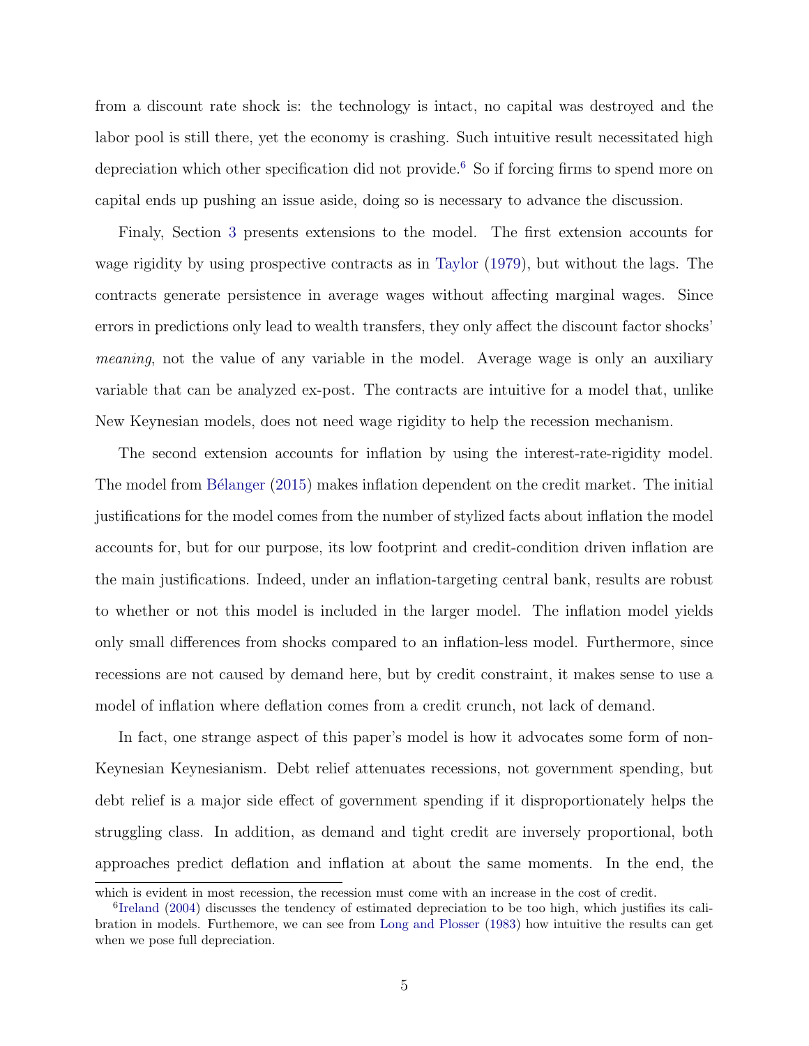from a discount rate shock is: the technology is intact, no capital was destroyed and the labor pool is still there, yet the economy is crashing. Such intuitive result necessitated high depreciation which other specification did not provide.[6] So if forcing firms to spend more on capital ends up pushing an issue aside, doing so is necessary to advance the discussion.

Finaly, Section 3 presents extensions to the model. The first extension accounts for wage rigidity by using prospective contracts as in Taylor (1979), but without the lags. The contracts generate persistence in average wages without affecting marginal wages. Since errors in predictions only lead to wealth transfers, they only affect the discount factor shocks' *meaning*, not the value of any variable in the model. Average wage is only an auxiliary variable that can be analyzed ex-post. The contracts are intuitive for a model that, unlike New Keynesian models, does not need wage rigidity to help the recession mechanism.

The second extension accounts for inflation by using the interest-rate-rigidity model. The model from Bélanger (2015) makes inflation dependent on the credit market. The initial justifications for the model comes from the number of stylized facts about inflation the model accounts for, but for our purpose, its low footprint and credit-condition driven inflation are the main justifications. Indeed, under an inflation-targeting central bank, results are robust to whether or not this model is included in the larger model. The inflation model yields only small differences from shocks compared to an inflation-less model. Furthermore, since recessions are not caused by demand here, but by credit constraint, it makes sense to use a model of inflation where deflation comes from a credit crunch, not lack of demand.

In fact, one strange aspect of this paper's model is how it advocates some form of non-Keynesian Keynesianism. Debt relief attenuates recessions, not government spending, but debt relief is a major side effect of government spending if it disproportionately helps the struggling class. In addition, as demand and tight credit are inversely proportional, both approaches predict deflation and inflation at about the same moments. In the end, the

---

which is evident in most recession, the recession must come with an increase in the cost of credit.

[6] Ireland (2004) discusses the tendency of estimated depreciation to be too high, which justifies its calibration in models. Furthemore, we can see from Long and Plosser (1983) how intuitive the results can get when we pose full depreciation.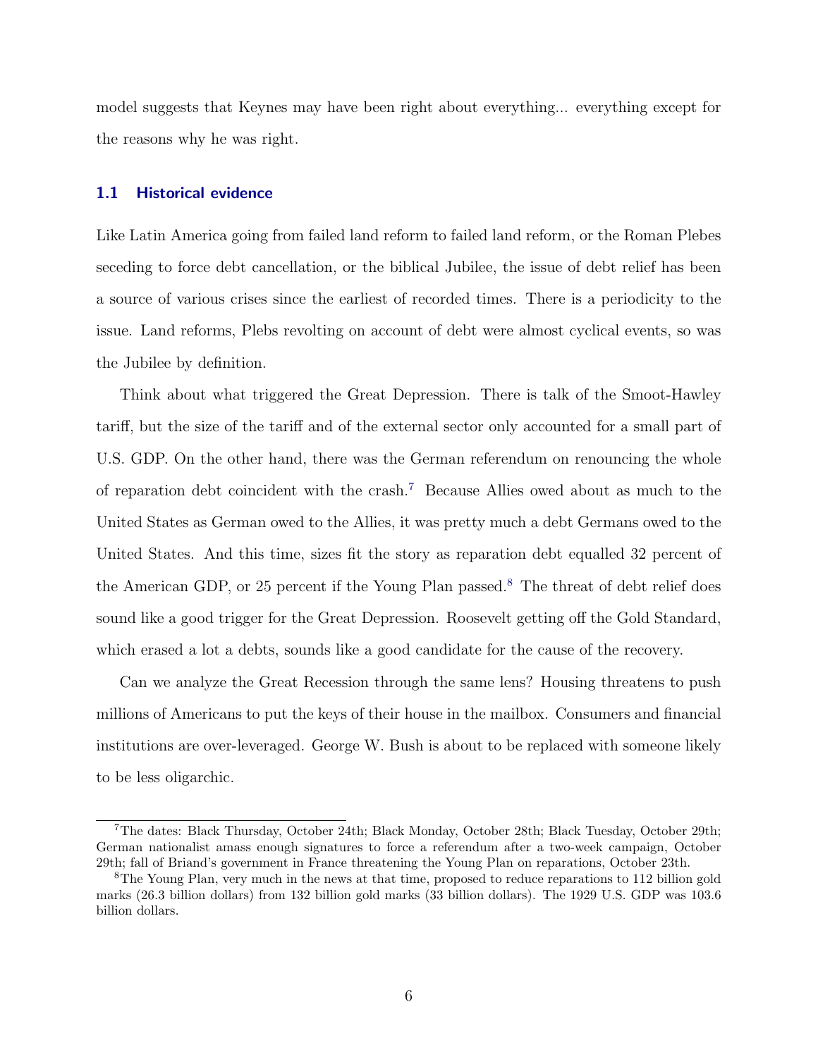model suggests that Keynes may have been right about everything... everything except for the reasons why he was right.

### 1.1 Historical evidence

Like Latin America going from failed land reform to failed land reform, or the Roman Plebes seceding to force debt cancellation, or the biblical Jubilee, the issue of debt relief has been a source of various crises since the earliest of recorded times. There is a periodicity to the issue. Land reforms, Plebs revolting on account of debt were almost cyclical events, so was the Jubilee by definition.

Think about what triggered the Great Depression. There is talk of the Smoot-Hawley tariff, but the size of the tariff and of the external sector only accounted for a small part of U.S. GDP. On the other hand, there was the German referendum on renouncing the whole of reparation debt coincident with the crash.[7] Because Allies owed about as much to the United States as German owed to the Allies, it was pretty much a debt Germans owed to the United States. And this time, sizes fit the story as reparation debt equalled 32 percent of the American GDP, or 25 percent if the Young Plan passed.[8] The threat of debt relief does sound like a good trigger for the Great Depression. Roosevelt getting off the Gold Standard, which erased a lot a debts, sounds like a good candidate for the cause of the recovery.

Can we analyze the Great Recession through the same lens? Housing threatens to push millions of Americans to put the keys of their house in the mailbox. Consumers and financial institutions are over-leveraged. George W. Bush is about to be replaced with someone likely to be less oligarchic.

[7] The dates: Black Thursday, October 24th; Black Monday, October 28th; Black Tuesday, October 29th; German nationalist amass enough signatures to force a referendum after a two-week campaign, October 29th; fall of Briand's government in France threatening the Young Plan on reparations, October 23th.

[8] The Young Plan, very much in the news at that time, proposed to reduce reparations to 112 billion gold marks (26.3 billion dollars) from 132 billion gold marks (33 billion dollars). The 1929 U.S. GDP was 103.6 billion dollars.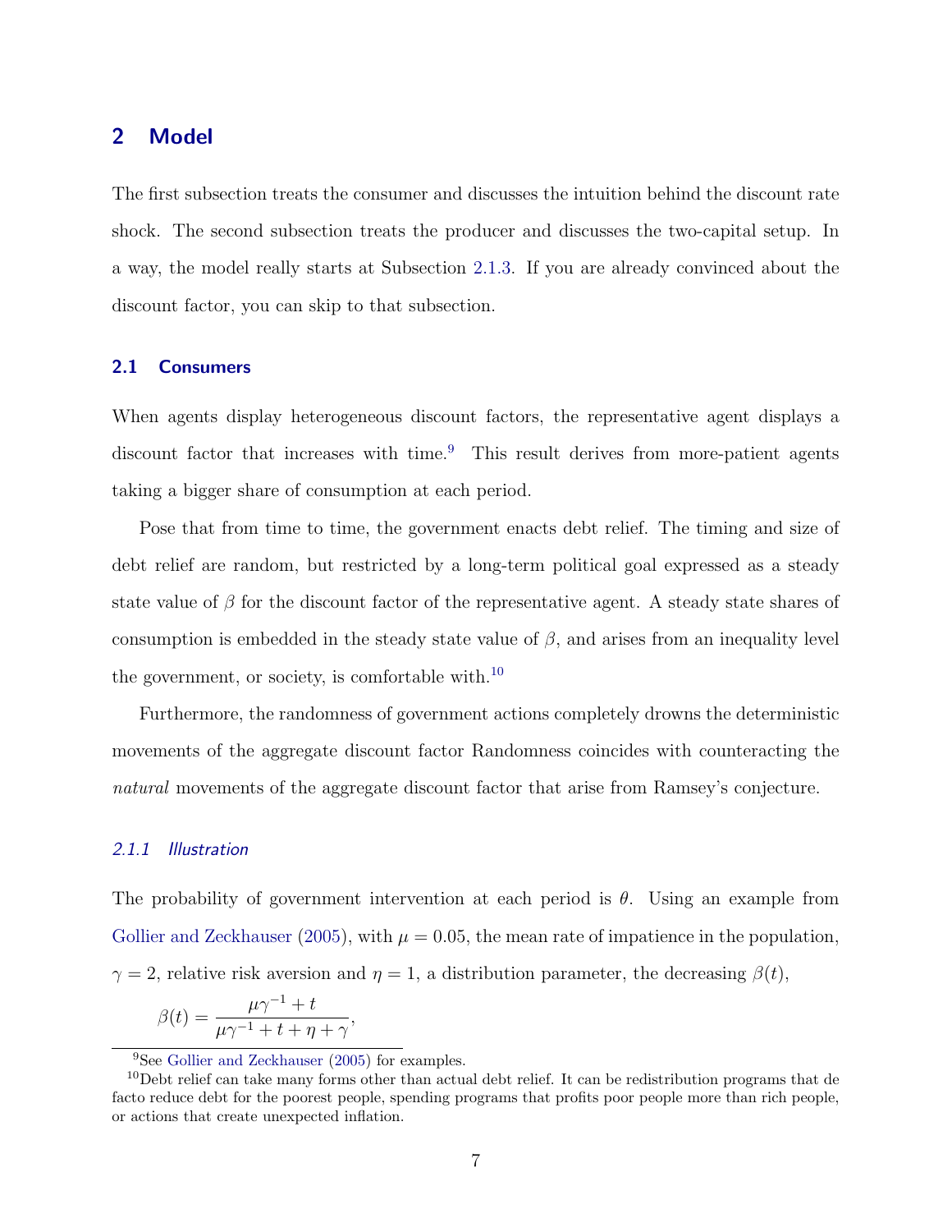## 2 Model

The first subsection treats the consumer and discusses the intuition behind the discount rate shock. The second subsection treats the producer and discusses the two-capital setup. In a way, the model really starts at Subsection 2.1.3. If you are already convinced about the discount factor, you can skip to that subsection.

### 2.1 Consumers

When agents display heterogeneous discount factors, the representative agent displays a discount factor that increases with time.[9] This result derives from more-patient agents taking a bigger share of consumption at each period.

Pose that from time to time, the government enacts debt relief. The timing and size of debt relief are random, but restricted by a long-term political goal expressed as a steady state value of $\beta$ for the discount factor of the representative agent. A steady state shares of consumption is embedded in the steady state value of $\beta$, and arises from an inequality level the government, or society, is comfortable with.[10]

Furthermore, the randomness of government actions completely drowns the deterministic movements of the aggregate discount factor Randomness coincides with counteracting the *natural* movements of the aggregate discount factor that arise from Ramsey's conjecture.

#### 2.1.1 Illustration

The probability of government intervention at each period is $\theta$. Using an example from Gollier and Zeckhauser (2005), with $\mu = 0.05$, the mean rate of impatience in the population, $\gamma = 2$, relative risk aversion and $\eta = 1$, a distribution parameter, the decreasing $\beta(t)$,

$$\beta(t) = \frac{\mu\gamma^{-1} + t}{\mu\gamma^{-1} + t + \eta + \gamma},$$

---

[9] See Gollier and Zeckhauser (2005) for examples.

[10] Debt relief can take many forms other than actual debt relief. It can be redistribution programs that de facto reduce debt for the poorest people, spending programs that profits poor people more than rich people, or actions that create unexpected inflation.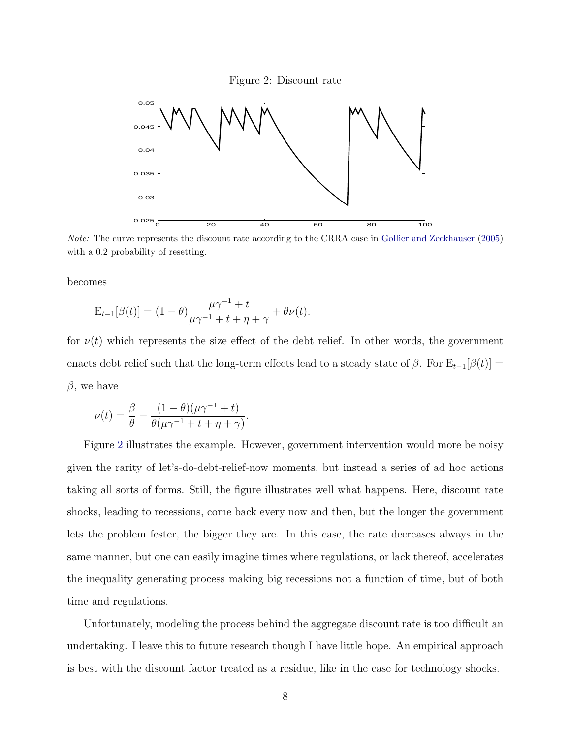Figure 2: Discount rate

*Note:* The curve represents the discount rate according to the CRRA case in Gollier and Zeckhauser (2005) with a 0.2 probability of resetting.

becomes

$$\mathrm{E}_{t-1}[\beta(t)] = (1-\theta)\frac{\mu\gamma^{-1}+t}{\mu\gamma^{-1}+t+\eta+\gamma} + \theta\nu(t).$$

for $\nu(t)$ which represents the size effect of the debt relief. In other words, the government enacts debt relief such that the long-term effects lead to a steady state of $\beta$. For $\mathrm{E}_{t-1}[\beta(t)] = \beta$, we have

$$\nu(t) = \frac{\beta}{\theta} - \frac{(1-\theta)(\mu\gamma^{-1}+t)}{\theta(\mu\gamma^{-1}+t+\eta+\gamma)}.$$

Figure 2 illustrates the example. However, government intervention would more be noisy given the rarity of let's-do-debt-relief-now moments, but instead a series of ad hoc actions taking all sorts of forms. Still, the figure illustrates well what happens. Here, discount rate shocks, leading to recessions, come back every now and then, but the longer the government lets the problem fester, the bigger they are. In this case, the rate decreases always in the same manner, but one can easily imagine times where regulations, or lack thereof, accelerates the inequality generating process making big recessions not a function of time, but of both time and regulations.

Unfortunately, modeling the process behind the aggregate discount rate is too difficult an undertaking. I leave this to future research though I have little hope. An empirical approach is best with the discount factor treated as a residue, like in the case for technology shocks.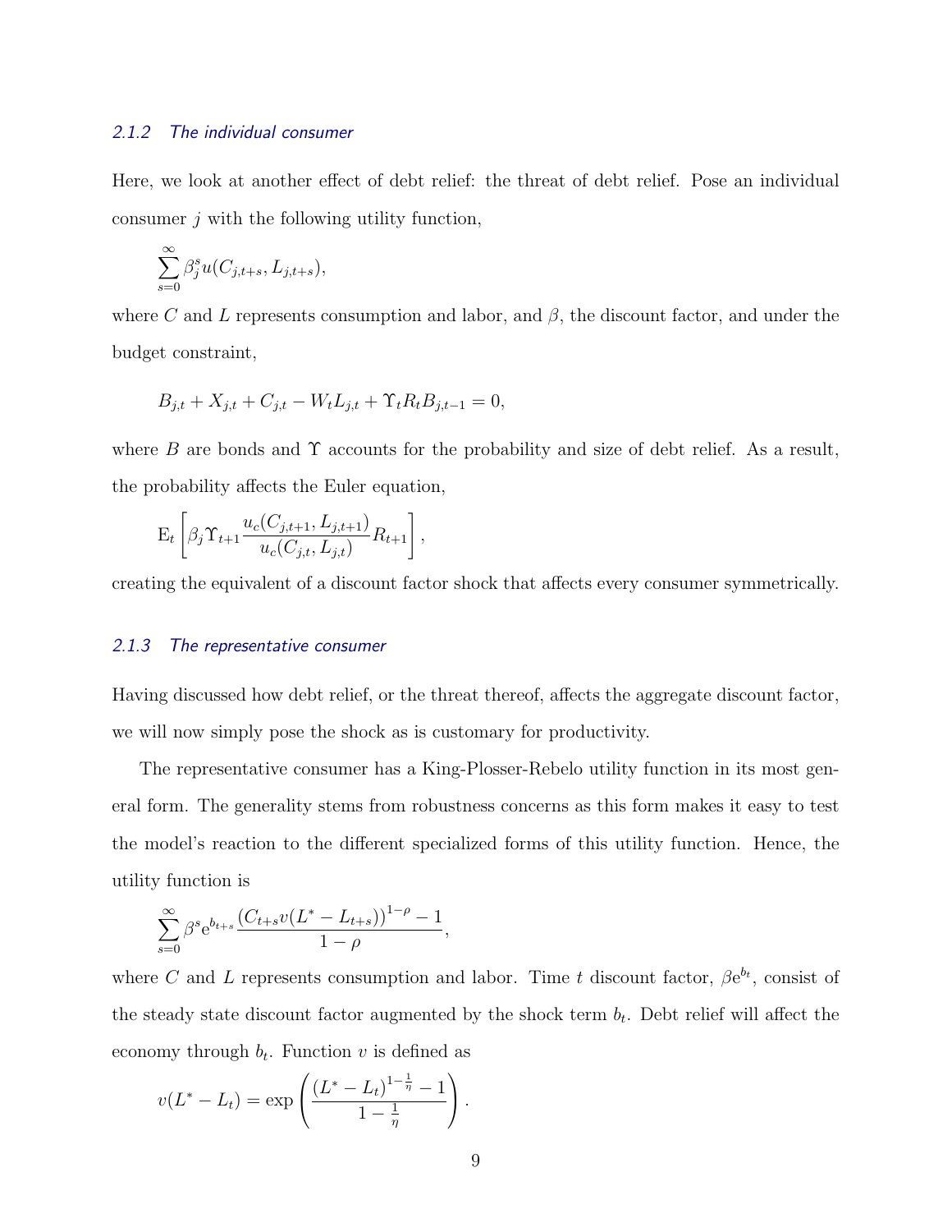### 2.1.2 The individual consumer

Here, we look at another effect of debt relief: the threat of debt relief. Pose an individual consumer $j$ with the following utility function,

$$\sum_{s=0}^{\infty} \beta_j^s u(C_{j,t+s}, L_{j,t+s}),$$

where $C$ and $L$ represents consumption and labor, and $\beta$, the discount factor, and under the budget constraint,

$$B_{j,t} + X_{j,t} + C_{j,t} - W_t L_{j,t} + \Upsilon_t R_t B_{j,t-1} = 0,$$

where $B$ are bonds and $\Upsilon$ accounts for the probability and size of debt relief. As a result, the probability affects the Euler equation,

$$\mathrm{E}_t \left[ \beta_j \Upsilon_{t+1} \frac{u_c(C_{j,t+1}, L_{j,t+1})}{u_c(C_{j,t}, L_{j,t})} R_{t+1} \right],$$

creating the equivalent of a discount factor shock that affects every consumer symmetrically.

### 2.1.3 The representative consumer

Having discussed how debt relief, or the threat thereof, affects the aggregate discount factor, we will now simply pose the shock as is customary for productivity.

The representative consumer has a King-Plosser-Rebelo utility function in its most general form. The generality stems from robustness concerns as this form makes it easy to test the model's reaction to the different specialized forms of this utility function. Hence, the utility function is

$$\sum_{s=0}^{\infty} \beta^s \mathrm{e}^{b_{t+s}} \frac{\left(C_{t+s} v(L^* - L_{t+s})\right)^{1-\rho} - 1}{1-\rho},$$

where $C$ and $L$ represents consumption and labor. Time $t$ discount factor, $\beta \mathrm{e}^{b_t}$, consist of the steady state discount factor augmented by the shock term $b_t$. Debt relief will affect the economy through $b_t$. Function $v$ is defined as

$$v(L^* - L_t) = \exp\left( \frac{(L^* - L_t)^{1-\frac{1}{\eta}} - 1}{1 - \frac{1}{\eta}} \right).$$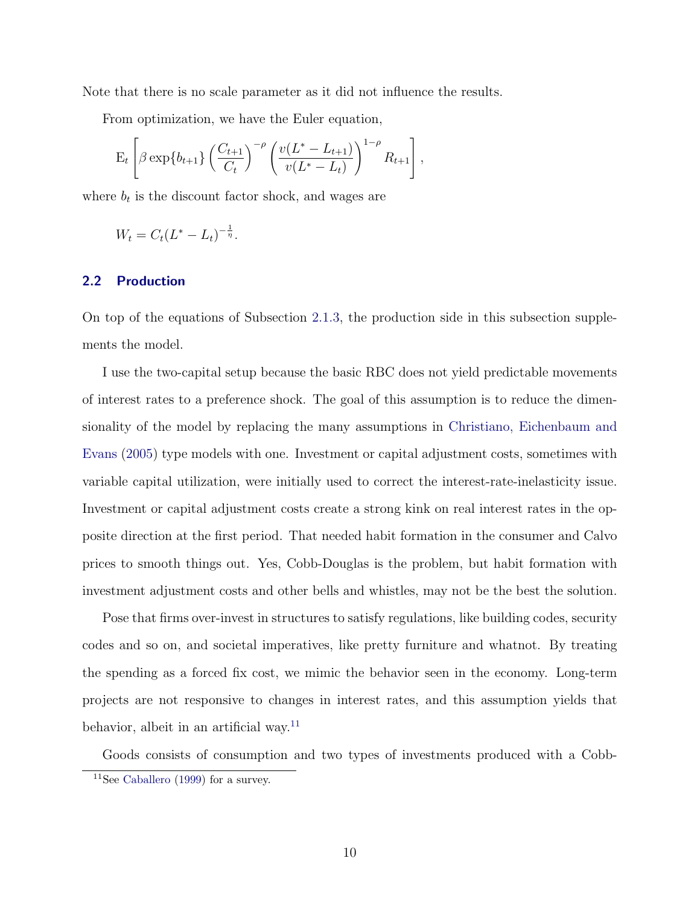Note that there is no scale parameter as it did not influence the results.

From optimization, we have the Euler equation,

$$\mathrm{E}_t\left[\beta \exp\{b_{t+1}\}\left(\frac{C_{t+1}}{C_t}\right)^{-\rho}\left(\frac{v(L^*-L_{t+1})}{v(L^*-L_t)}\right)^{1-\rho} R_{t+1}\right],$$

where $b_t$ is the discount factor shock, and wages are

$$W_t = C_t(L^*-L_t)^{-\frac{1}{\eta}}.$$

## 2.2 Production

On top of the equations of Subsection 2.1.3, the production side in this subsection supplements the model.

I use the two-capital setup because the basic RBC does not yield predictable movements of interest rates to a preference shock. The goal of this assumption is to reduce the dimensionality of the model by replacing the many assumptions in Christiano, Eichenbaum and Evans (2005) type models with one. Investment or capital adjustment costs, sometimes with variable capital utilization, were initially used to correct the interest-rate-inelasticity issue. Investment or capital adjustment costs create a strong kink on real interest rates in the opposite direction at the first period. That needed habit formation in the consumer and Calvo prices to smooth things out. Yes, Cobb-Douglas is the problem, but habit formation with investment adjustment costs and other bells and whistles, may not be the best the solution.

Pose that firms over-invest in structures to satisfy regulations, like building codes, security codes and so on, and societal imperatives, like pretty furniture and whatnot. By treating the spending as a forced fix cost, we mimic the behavior seen in the economy. Long-term projects are not responsive to changes in interest rates, and this assumption yields that behavior, albeit in an artificial way.[11]

Goods consists of consumption and two types of investments produced with a Cobb-

[11] See Caballero (1999) for a survey.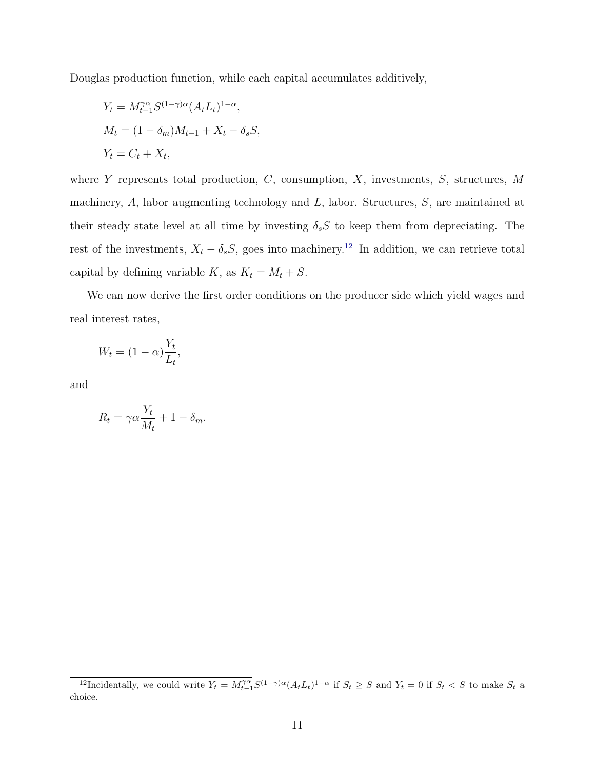Douglas production function, while each capital accumulates additively,

$$
\begin{aligned}
Y_t &= M_{t-1}^{\gamma\alpha} S^{(1-\gamma)\alpha} (A_t L_t)^{1-\alpha}, \\
M_t &= (1-\delta_m) M_{t-1} + X_t - \delta_s S, \\
Y_t &= C_t + X_t,
\end{aligned}
$$

where $Y$ represents total production, $C$, consumption, $X$, investments, $S$, structures, $M$ machinery, $A$, labor augmenting technology and $L$, labor. Structures, $S$, are maintained at their steady state level at all time by investing $\delta_s S$ to keep them from depreciating. The rest of the investments, $X_t - \delta_s S$, goes into machinery.[12] In addition, we can retrieve total capital by defining variable $K$, as $K_t = M_t + S$.

We can now derive the first order conditions on the producer side which yield wages and real interest rates,

$$
W_t = (1-\alpha) \frac{Y_t}{L_t},
$$

and

$$
R_t = \gamma\alpha \frac{Y_t}{M_t} + 1 - \delta_m.
$$

[12] Incidentally, we could write $Y_t = M_{t-1}^{\gamma\alpha} S^{(1-\gamma)\alpha} (A_t L_t)^{1-\alpha}$ if $S_t \geq S$ and $Y_t = 0$ if $S_t < S$ to make $S_t$ a choice.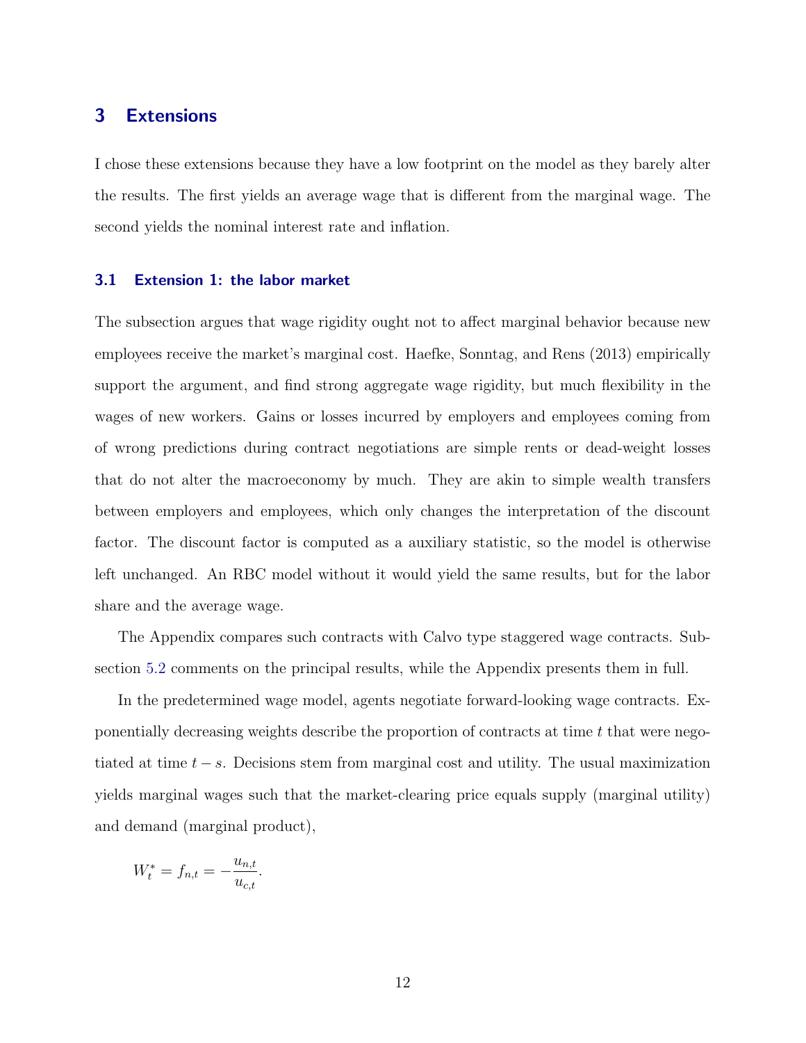## 3 Extensions

I chose these extensions because they have a low footprint on the model as they barely alter the results. The first yields an average wage that is different from the marginal wage. The second yields the nominal interest rate and inflation.

### 3.1 Extension 1: the labor market

The subsection argues that wage rigidity ought not to affect marginal behavior because new employees receive the market's marginal cost. Haefke, Sonntag, and Rens (2013) empirically support the argument, and find strong aggregate wage rigidity, but much flexibility in the wages of new workers. Gains or losses incurred by employers and employees coming from of wrong predictions during contract negotiations are simple rents or dead-weight losses that do not alter the macroeconomy by much. They are akin to simple wealth transfers between employers and employees, which only changes the interpretation of the discount factor. The discount factor is computed as a auxiliary statistic, so the model is otherwise left unchanged. An RBC model without it would yield the same results, but for the labor share and the average wage.

The Appendix compares such contracts with Calvo type staggered wage contracts. Subsection 5.2 comments on the principal results, while the Appendix presents them in full.

In the predetermined wage model, agents negotiate forward-looking wage contracts. Exponentially decreasing weights describe the proportion of contracts at time $t$ that were negotiated at time $t-s$. Decisions stem from marginal cost and utility. The usual maximization yields marginal wages such that the market-clearing price equals supply (marginal utility) and demand (marginal product),

$$W_t^* = f_{n,t} = -\frac{u_{n,t}}{u_{c,t}}.$$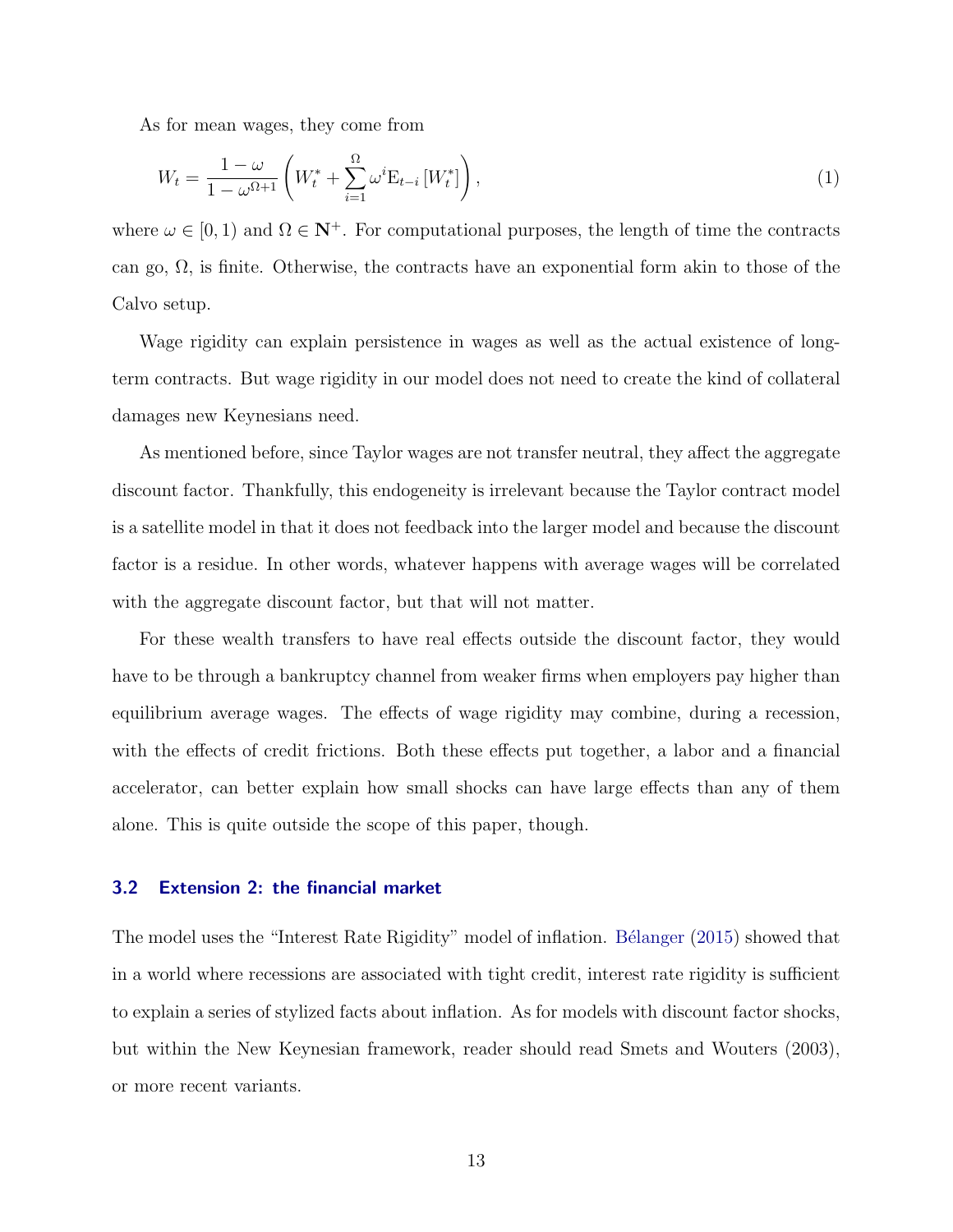As for mean wages, they come from

$$W_t = \frac{1-\omega}{1-\omega^{\Omega+1}}\left(W_t^* + \sum_{i=1}^{\Omega}\omega^i \mathrm{E}_{t-i}\left[W_t^*\right]\right), \tag{1}$$

where $\omega \in [0,1)$ and $\Omega \in \mathbf{N}^+$. For computational purposes, the length of time the contracts can go, $\Omega$, is finite. Otherwise, the contracts have an exponential form akin to those of the Calvo setup.

Wage rigidity can explain persistence in wages as well as the actual existence of long-term contracts. But wage rigidity in our model does not need to create the kind of collateral damages new Keynesians need.

As mentioned before, since Taylor wages are not transfer neutral, they affect the aggregate discount factor. Thankfully, this endogeneity is irrelevant because the Taylor contract model is a satellite model in that it does not feedback into the larger model and because the discount factor is a residue. In other words, whatever happens with average wages will be correlated with the aggregate discount factor, but that will not matter.

For these wealth transfers to have real effects outside the discount factor, they would have to be through a bankruptcy channel from weaker firms when employers pay higher than equilibrium average wages. The effects of wage rigidity may combine, during a recession, with the effects of credit frictions. Both these effects put together, a labor and a financial accelerator, can better explain how small shocks can have large effects than any of them alone. This is quite outside the scope of this paper, though.

### 3.2 Extension 2: the financial market

The model uses the "Interest Rate Rigidity" model of inflation. Bélanger (2015) showed that in a world where recessions are associated with tight credit, interest rate rigidity is sufficient to explain a series of stylized facts about inflation. As for models with discount factor shocks, but within the New Keynesian framework, reader should read Smets and Wouters (2003), or more recent variants.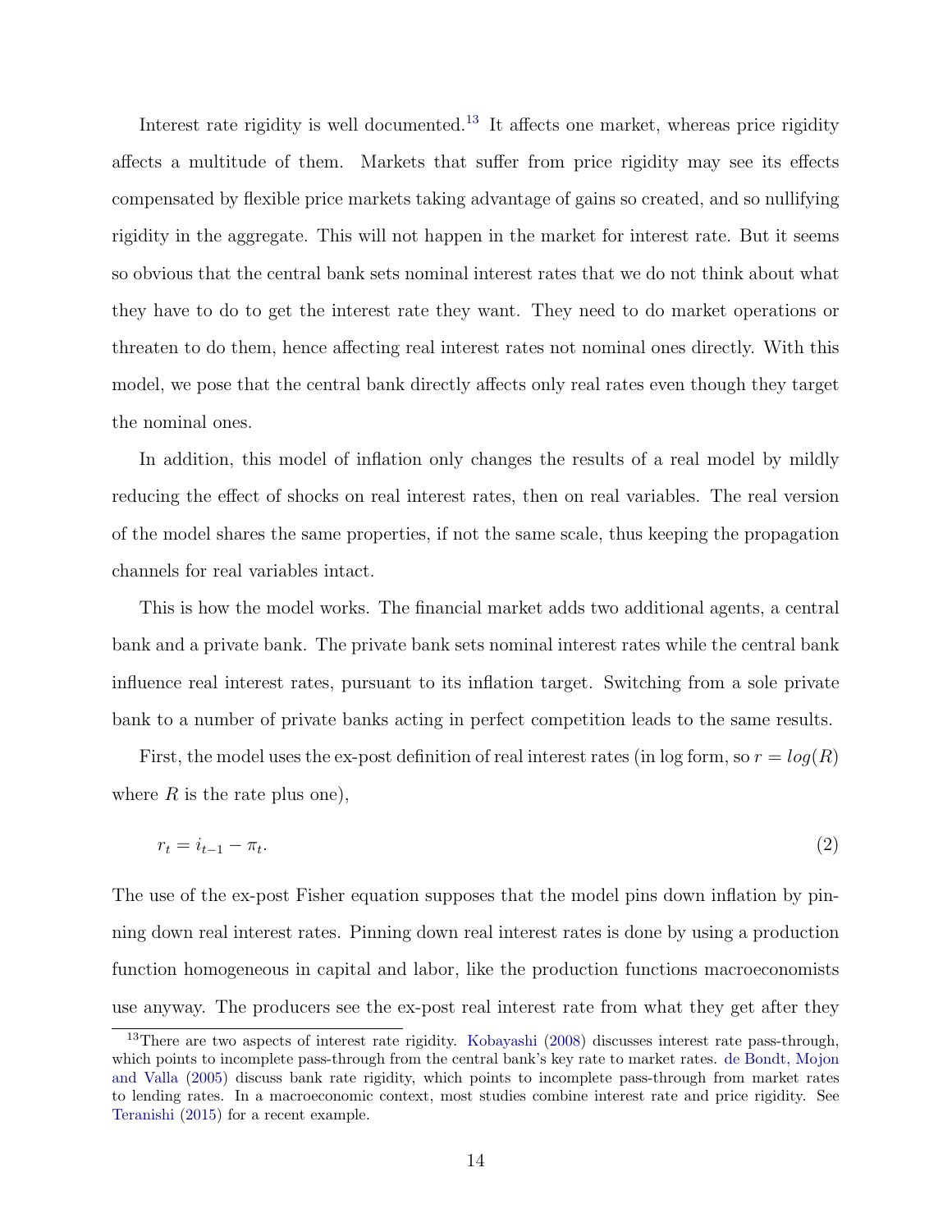Interest rate rigidity is well documented.[13] It affects one market, whereas price rigidity affects a multitude of them. Markets that suffer from price rigidity may see its effects compensated by flexible price markets taking advantage of gains so created, and so nullifying rigidity in the aggregate. This will not happen in the market for interest rate. But it seems so obvious that the central bank sets nominal interest rates that we do not think about what they have to do to get the interest rate they want. They need to do market operations or threaten to do them, hence affecting real interest rates not nominal ones directly. With this model, we pose that the central bank directly affects only real rates even though they target the nominal ones.

In addition, this model of inflation only changes the results of a real model by mildly reducing the effect of shocks on real interest rates, then on real variables. The real version of the model shares the same properties, if not the same scale, thus keeping the propagation channels for real variables intact.

This is how the model works. The financial market adds two additional agents, a central bank and a private bank. The private bank sets nominal interest rates while the central bank influence real interest rates, pursuant to its inflation target. Switching from a sole private bank to a number of private banks acting in perfect competition leads to the same results.

First, the model uses the ex-post definition of real interest rates (in log form, so $r = log(R)$ where $R$ is the rate plus one),

$$r_t = i_{t-1} - \pi_t. \tag{2}$$

The use of the ex-post Fisher equation supposes that the model pins down inflation by pinning down real interest rates. Pinning down real interest rates is done by using a production function homogeneous in capital and labor, like the production functions macroeconomists use anyway. The producers see the ex-post real interest rate from what they get after they

[13] There are two aspects of interest rate rigidity. Kobayashi (2008) discusses interest rate pass-through, which points to incomplete pass-through from the central bank's key rate to market rates. de Bondt, Mojon and Valla (2005) discuss bank rate rigidity, which points to incomplete pass-through from market rates to lending rates. In a macroeconomic context, most studies combine interest rate and price rigidity. See Teranishi (2015) for a recent example.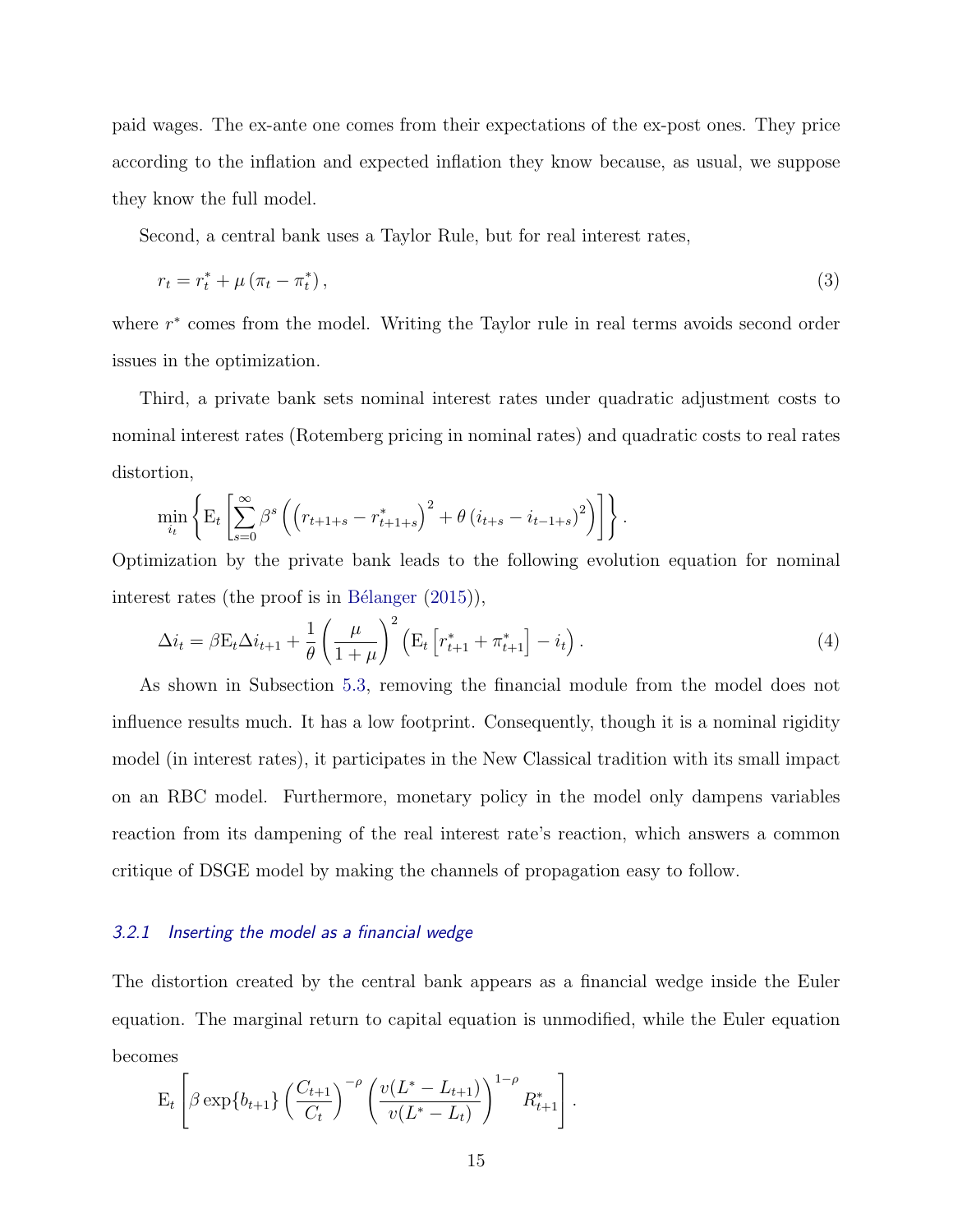paid wages. The ex-ante one comes from their expectations of the ex-post ones. They price according to the inflation and expected inflation they know because, as usual, we suppose they know the full model.

Second, a central bank uses a Taylor Rule, but for real interest rates,

$$r_t = r_t^* + \mu\left(\pi_t - \pi_t^*\right), \tag{3}$$

where $r^*$ comes from the model. Writing the Taylor rule in real terms avoids second order issues in the optimization.

Third, a private bank sets nominal interest rates under quadratic adjustment costs to nominal interest rates (Rotemberg pricing in nominal rates) and quadratic costs to real rates distortion,

$$\min_{i_t}\left\{\mathrm{E}_t\left[\sum_{s=0}^{\infty}\beta^s\left(\left(r_{t+1+s} - r_{t+1+s}^*\right)^2 + \theta\left(i_{t+s} - i_{t-1+s}\right)^2\right)\right]\right\}.$$

Optimization by the private bank leads to the following evolution equation for nominal interest rates (the proof is in Bélanger (2015)),

$$\Delta i_t = \beta \mathrm{E}_t \Delta i_{t+1} + \frac{1}{\theta}\left(\frac{\mu}{1+\mu}\right)^2\left(\mathrm{E}_t\left[r_{t+1}^* + \pi_{t+1}^*\right] - i_t\right). \tag{4}$$

As shown in Subsection 5.3, removing the financial module from the model does not influence results much. It has a low footprint. Consequently, though it is a nominal rigidity model (in interest rates), it participates in the New Classical tradition with its small impact on an RBC model. Furthermore, monetary policy in the model only dampens variables reaction from its dampening of the real interest rate's reaction, which answers a common critique of DSGE model by making the channels of propagation easy to follow.

### 3.2.1 *Inserting the model as a financial wedge*

The distortion created by the central bank appears as a financial wedge inside the Euler equation. The marginal return to capital equation is unmodified, while the Euler equation becomes

$$\mathrm{E}_t\left[\beta \exp\{b_{t+1}\}\left(\frac{C_{t+1}}{C_t}\right)^{-\rho}\left(\frac{v(L^* - L_{t+1})}{v(L^* - L_t)}\right)^{1-\rho} R_{t+1}^*\right].$$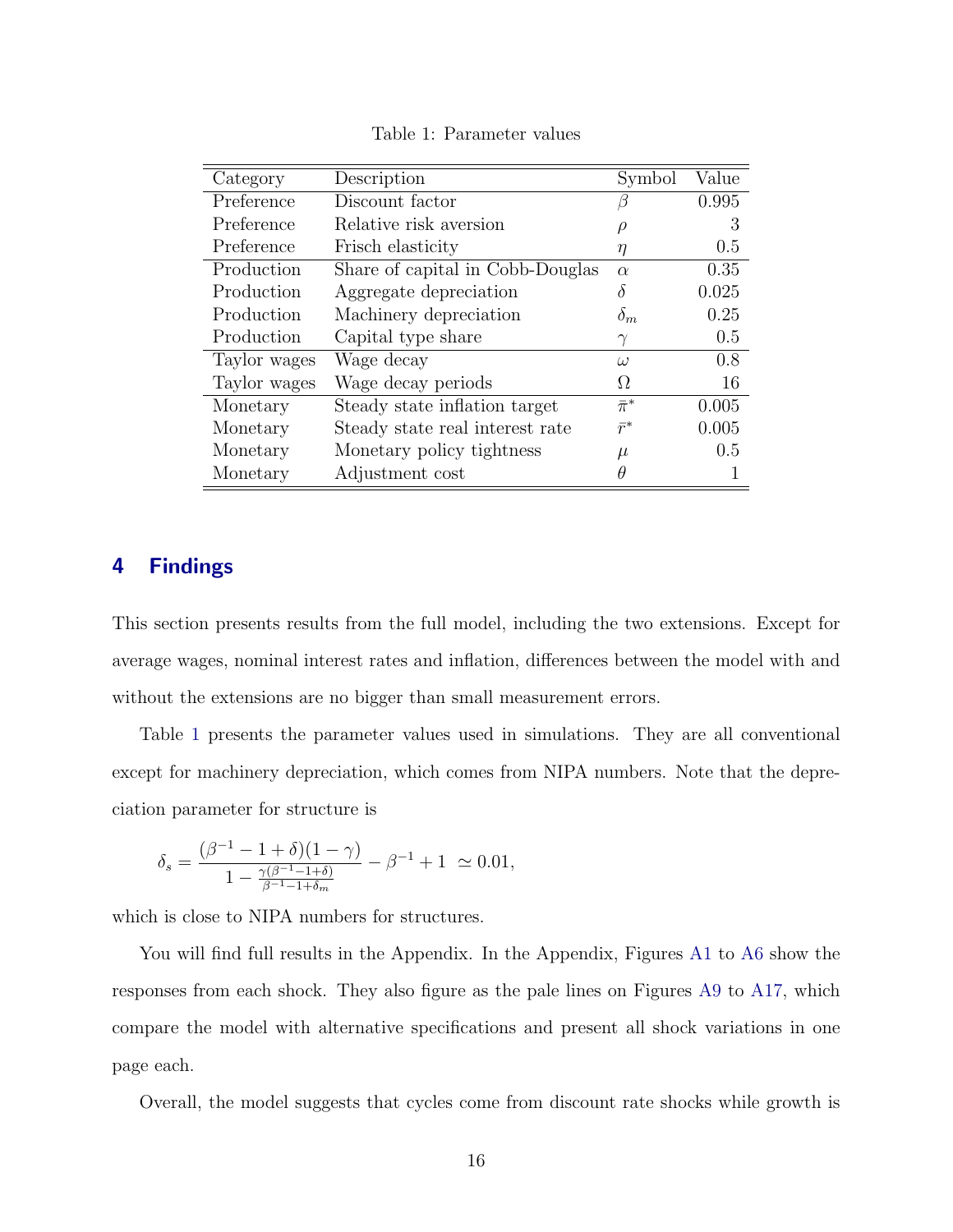Table 1: Parameter values

| Category | Description | Symbol | Value |
|---|---|---|---|
| Preference | Discount factor | $\beta$ | 0.995 |
| Preference | Relative risk aversion | $\rho$ | 3 |
| Preference | Frisch elasticity | $\eta$ | 0.5 |
| Production | Share of capital in Cobb-Douglas | $\alpha$ | 0.35 |
| Production | Aggregate depreciation | $\delta$ | 0.025 |
| Production | Machinery depreciation | $\delta_m$ | 0.25 |
| Production | Capital type share | $\gamma$ | 0.5 |
| Taylor wages | Wage decay | $\omega$ | 0.8 |
| Taylor wages | Wage decay periods | $\Omega$ | 16 |
| Monetary | Steady state inflation target | $\bar{\pi}^*$ | 0.005 |
| Monetary | Steady state real interest rate | $\bar{r}^*$ | 0.005 |
| Monetary | Monetary policy tightness | $\mu$ | 0.5 |
| Monetary | Adjustment cost | $\theta$ | 1 |

# 4 Findings

This section presents results from the full model, including the two extensions. Except for average wages, nominal interest rates and inflation, differences between the model with and without the extensions are no bigger than small measurement errors.

Table 1 presents the parameter values used in simulations. They are all conventional except for machinery depreciation, which comes from NIPA numbers. Note that the depreciation parameter for structure is

$$\delta_s = \frac{(\beta^{-1} - 1 + \delta)(1 - \gamma)}{1 - \frac{\gamma(\beta^{-1} - 1 + \delta)}{\beta^{-1} - 1 + \delta_m}} - \beta^{-1} + 1 \ \simeq 0.01,$$

which is close to NIPA numbers for structures.

You will find full results in the Appendix. In the Appendix, Figures A1 to A6 show the responses from each shock. They also figure as the pale lines on Figures A9 to A17, which compare the model with alternative specifications and present all shock variations in one page each.

Overall, the model suggests that cycles come from discount rate shocks while growth is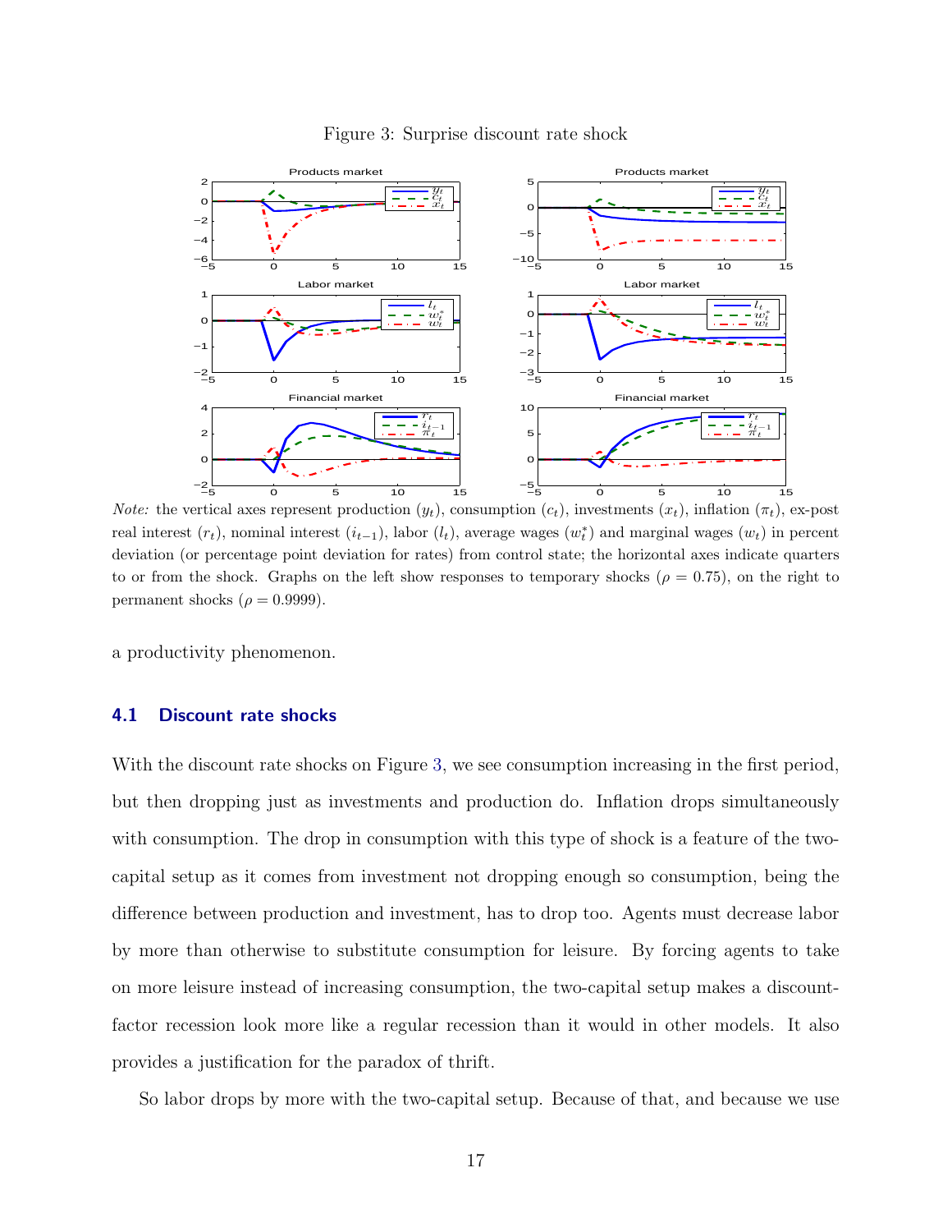Figure 3: Surprise discount rate shock

*Note:* the vertical axes represent production ($y_t$), consumption ($c_t$), investments ($x_t$), inflation ($\pi_t$), ex-post real interest ($r_t$), nominal interest ($i_{t-1}$), labor ($l_t$), average wages ($w_t^*$) and marginal wages ($w_t$) in percent deviation (or percentage point deviation for rates) from control state; the horizontal axes indicate quarters to or from the shock. Graphs on the left show responses to temporary shocks ($\rho = 0.75$), on the right to permanent shocks ($\rho = 0.9999$).

a productivity phenomenon.

## 4.1 Discount rate shocks

With the discount rate shocks on Figure 3, we see consumption increasing in the first period, but then dropping just as investments and production do. Inflation drops simultaneously with consumption. The drop in consumption with this type of shock is a feature of the two-capital setup as it comes from investment not dropping enough so consumption, being the difference between production and investment, has to drop too. Agents must decrease labor by more than otherwise to substitute consumption for leisure. By forcing agents to take on more leisure instead of increasing consumption, the two-capital setup makes a discount-factor recession look more like a regular recession than it would in other models. It also provides a justification for the paradox of thrift.

So labor drops by more with the two-capital setup. Because of that, and because we use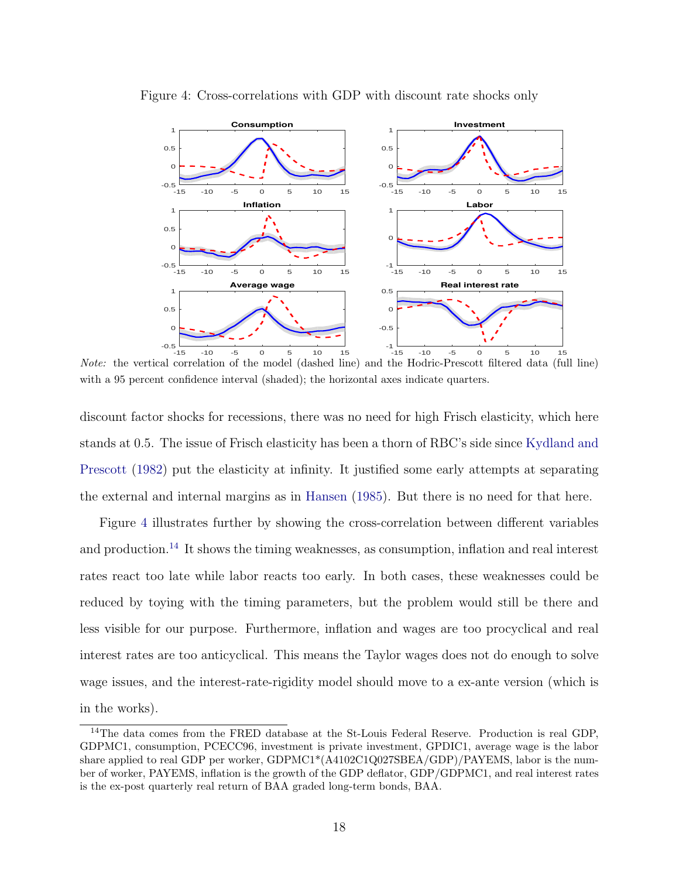Figure 4: Cross-correlations with GDP with discount rate shocks only

*Note:* the vertical correlation of the model (dashed line) and the Hodric-Prescott filtered data (full line) with a 95 percent confidence interval (shaded); the horizontal axes indicate quarters.

discount factor shocks for recessions, there was no need for high Frisch elasticity, which here stands at 0.5. The issue of Frisch elasticity has been a thorn of RBC's side since Kydland and Prescott (1982) put the elasticity at infinity. It justified some early attempts at separating the external and internal margins as in Hansen (1985). But there is no need for that here.

Figure 4 illustrates further by showing the cross-correlation between different variables and production.[14] It shows the timing weaknesses, as consumption, inflation and real interest rates react too late while labor reacts too early. In both cases, these weaknesses could be reduced by toying with the timing parameters, but the problem would still be there and less visible for our purpose. Furthermore, inflation and wages are too procyclical and real interest rates are too anticyclical. This means the Taylor wages does not do enough to solve wage issues, and the interest-rate-rigidity model should move to a ex-ante version (which is in the works).

[14]The data comes from the FRED database at the St-Louis Federal Reserve. Production is real GDP, GDPMC1, consumption, PCECC96, investment is private investment, GPDIC1, average wage is the labor share applied to real GDP per worker, GDPMC1\*(A4102C1Q027SBEA/GDP)/PAYEMS, labor is the number of worker, PAYEMS, inflation is the growth of the GDP deflator, GDP/GDPMC1, and real interest rates is the ex-post quarterly real return of BAA graded long-term bonds, BAA.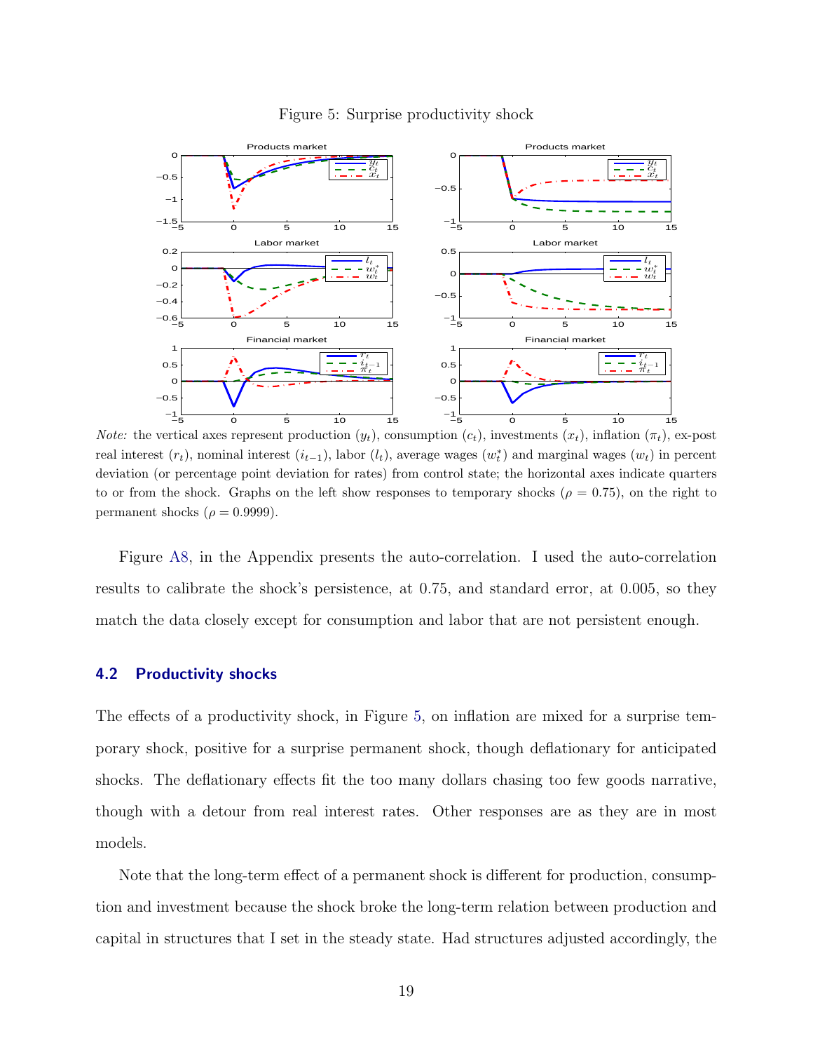Figure 5: Surprise productivity shock

*Note:* the vertical axes represent production ($y_t$), consumption ($c_t$), investments ($x_t$), inflation ($\pi_t$), ex-post real interest ($r_t$), nominal interest ($i_{t-1}$), labor ($l_t$), average wages ($w_t^*$) and marginal wages ($w_t$) in percent deviation (or percentage point deviation for rates) from control state; the horizontal axes indicate quarters to or from the shock. Graphs on the left show responses to temporary shocks ($\rho = 0.75$), on the right to permanent shocks ($\rho = 0.9999$).

Figure A8, in the Appendix presents the auto-correlation. I used the auto-correlation results to calibrate the shock's persistence, at 0.75, and standard error, at 0.005, so they match the data closely except for consumption and labor that are not persistent enough.

## 4.2 Productivity shocks

The effects of a productivity shock, in Figure 5, on inflation are mixed for a surprise temporary shock, positive for a surprise permanent shock, though deflationary for anticipated shocks. The deflationary effects fit the too many dollars chasing too few goods narrative, though with a detour from real interest rates. Other responses are as they are in most models.

Note that the long-term effect of a permanent shock is different for production, consumption and investment because the shock broke the long-term relation between production and capital in structures that I set in the steady state. Had structures adjusted accordingly, the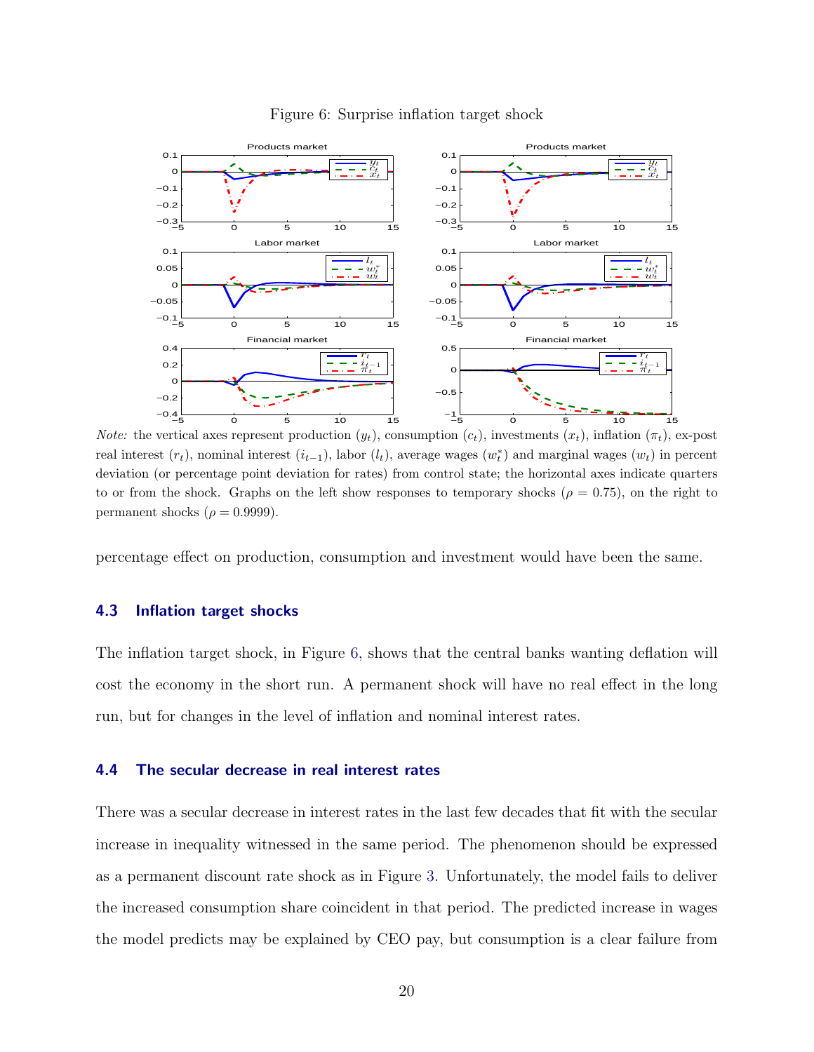Figure 6: Surprise inflation target shock

*Note:* the vertical axes represent production ($y_t$), consumption ($c_t$), investments ($x_t$), inflation ($\pi_t$), ex-post real interest ($r_t$), nominal interest ($i_{t-1}$), labor ($l_t$), average wages ($w_t^*$) and marginal wages ($w_t$) in percent deviation (or percentage point deviation for rates) from control state; the horizontal axes indicate quarters to or from the shock. Graphs on the left show responses to temporary shocks ($\rho = 0.75$), on the right to permanent shocks ($\rho = 0.9999$).

percentage effect on production, consumption and investment would have been the same.

### 4.3 Inflation target shocks

The inflation target shock, in Figure 6, shows that the central banks wanting deflation will cost the economy in the short run. A permanent shock will have no real effect in the long run, but for changes in the level of inflation and nominal interest rates.

### 4.4 The secular decrease in real interest rates

There was a secular decrease in interest rates in the last few decades that fit with the secular increase in inequality witnessed in the same period. The phenomenon should be expressed as a permanent discount rate shock as in Figure 3. Unfortunately, the model fails to deliver the increased consumption share coincident in that period. The predicted increase in wages the model predicts may be explained by CEO pay, but consumption is a clear failure from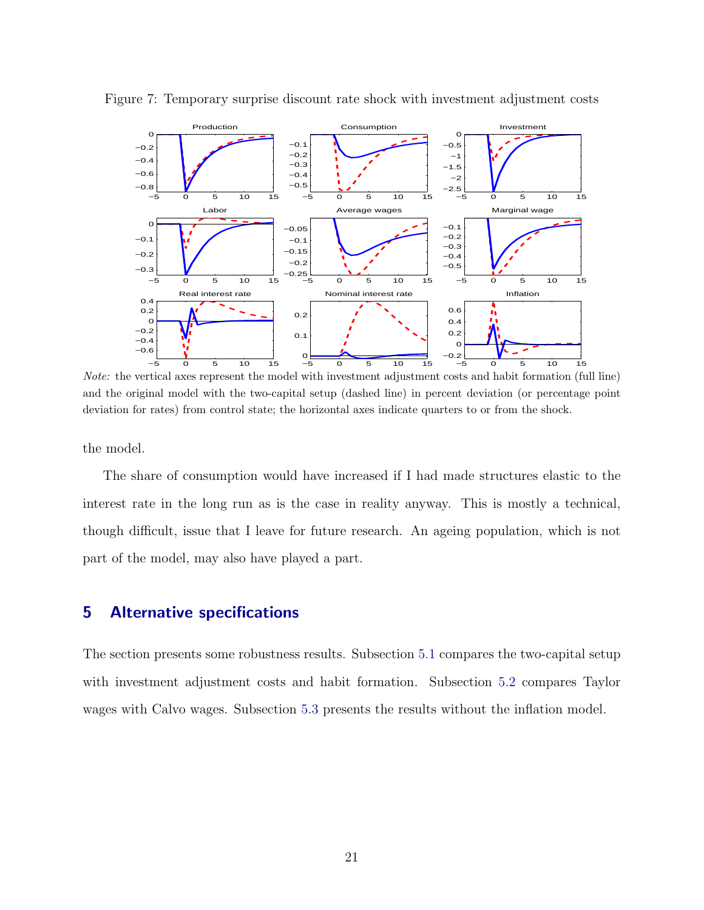Figure 7: Temporary surprise discount rate shock with investment adjustment costs

*Note:* the vertical axes represent the model with investment adjustment costs and habit formation (full line) and the original model with the two-capital setup (dashed line) in percent deviation (or percentage point deviation for rates) from control state; the horizontal axes indicate quarters to or from the shock.

the model.

The share of consumption would have increased if I had made structures elastic to the interest rate in the long run as is the case in reality anyway. This is mostly a technical, though difficult, issue that I leave for future research. An ageing population, which is not part of the model, may also have played a part.

## 5 Alternative specifications

The section presents some robustness results. Subsection 5.1 compares the two-capital setup with investment adjustment costs and habit formation. Subsection 5.2 compares Taylor wages with Calvo wages. Subsection 5.3 presents the results without the inflation model.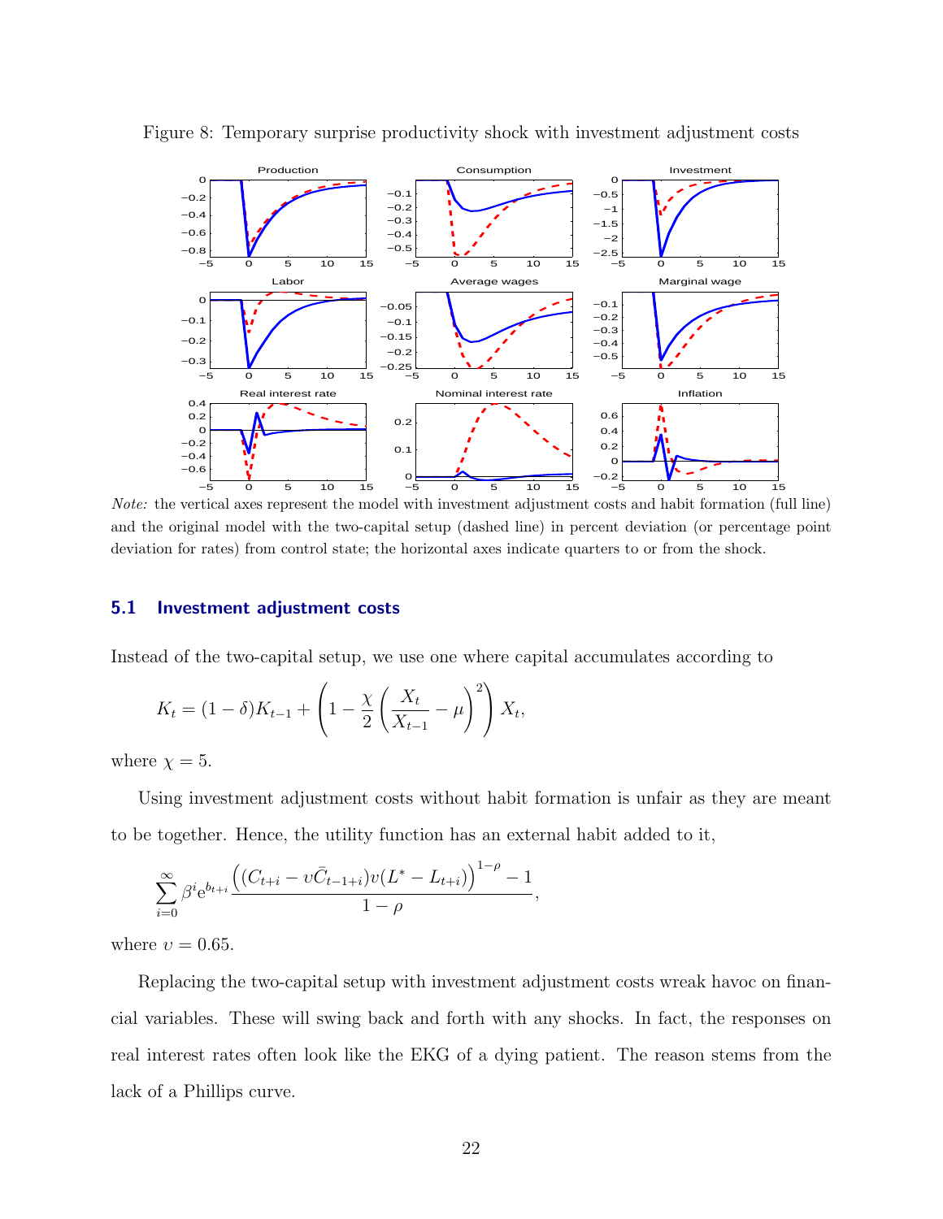Figure 8: Temporary surprise productivity shock with investment adjustment costs

*Note:* the vertical axes represent the model with investment adjustment costs and habit formation (full line) and the original model with the two-capital setup (dashed line) in percent deviation (or percentage point deviation for rates) from control state; the horizontal axes indicate quarters to or from the shock.

### 5.1 Investment adjustment costs

Instead of the two-capital setup, we use one where capital accumulates according to

$$K_t = (1-\delta)K_{t-1} + \left(1 - \frac{\chi}{2}\left(\frac{X_t}{X_{t-1}} - \mu\right)^2\right) X_t,$$

where $\chi = 5$.

Using investment adjustment costs without habit formation is unfair as they are meant to be together. Hence, the utility function has an external habit added to it,

$$\sum_{i=0}^{\infty} \beta^i e^{b_{t+i}} \frac{\left((C_{t+i} - \upsilon \bar{C}_{t-1+i}) v(L^* - L_{t+i})\right)^{1-\rho} - 1}{1-\rho},$$

where $\upsilon = 0.65$.

Replacing the two-capital setup with investment adjustment costs wreak havoc on financial variables. These will swing back and forth with any shocks. In fact, the responses on real interest rates often look like the EKG of a dying patient. The reason stems from the lack of a Phillips curve.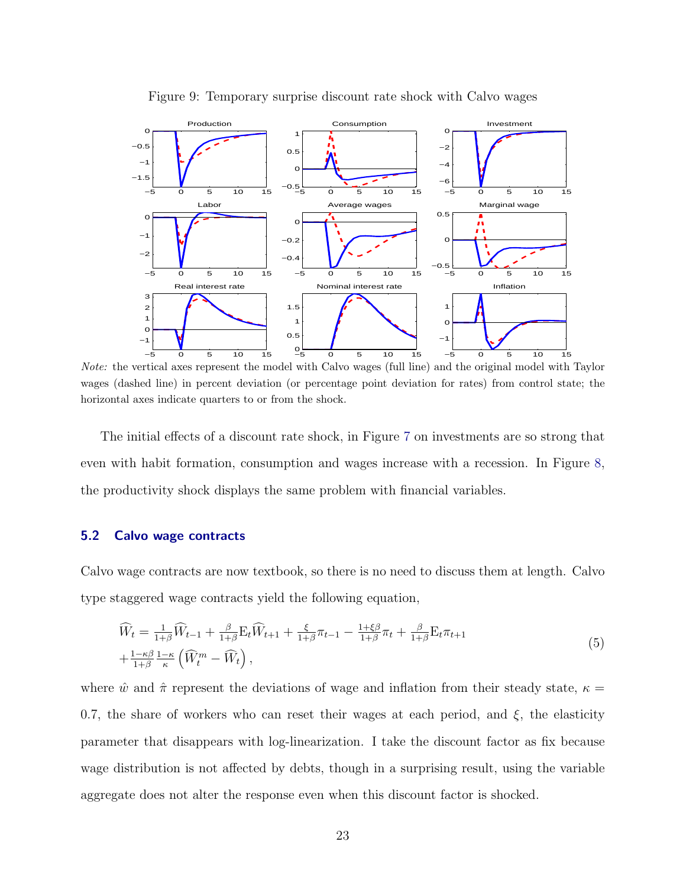Figure 9: Temporary surprise discount rate shock with Calvo wages

*Note:* the vertical axes represent the model with Calvo wages (full line) and the original model with Taylor wages (dashed line) in percent deviation (or percentage point deviation for rates) from control state; the horizontal axes indicate quarters to or from the shock.

The initial effects of a discount rate shock, in Figure 7 on investments are so strong that even with habit formation, consumption and wages increase with a recession. In Figure 8, the productivity shock displays the same problem with financial variables.

### 5.2 Calvo wage contracts

Calvo wage contracts are now textbook, so there is no need to discuss them at length. Calvo type staggered wage contracts yield the following equation,

$$
\begin{aligned}
\widehat{W}_t = {} & \tfrac{1}{1+\beta}\widehat{W}_{t-1} + \tfrac{\beta}{1+\beta}\mathrm{E}_t\widehat{W}_{t+1} + \tfrac{\xi}{1+\beta}\pi_{t-1} - \tfrac{1+\xi\beta}{1+\beta}\pi_t + \tfrac{\beta}{1+\beta}\mathrm{E}_t\pi_{t+1} \\
& + \tfrac{1-\kappa\beta}{1+\beta}\tfrac{1-\kappa}{\kappa}\left(\widehat{W}^m_t - \widehat{W}_t\right),
\end{aligned}
\tag{5}
$$

where $\hat{w}$ and $\hat{\pi}$ represent the deviations of wage and inflation from their steady state, $\kappa = 0.7$, the share of workers who can reset their wages at each period, and $\xi$, the elasticity parameter that disappears with log-linearization. I take the discount factor as fix because wage distribution is not affected by debts, though in a surprising result, using the variable aggregate does not alter the response even when this discount factor is shocked.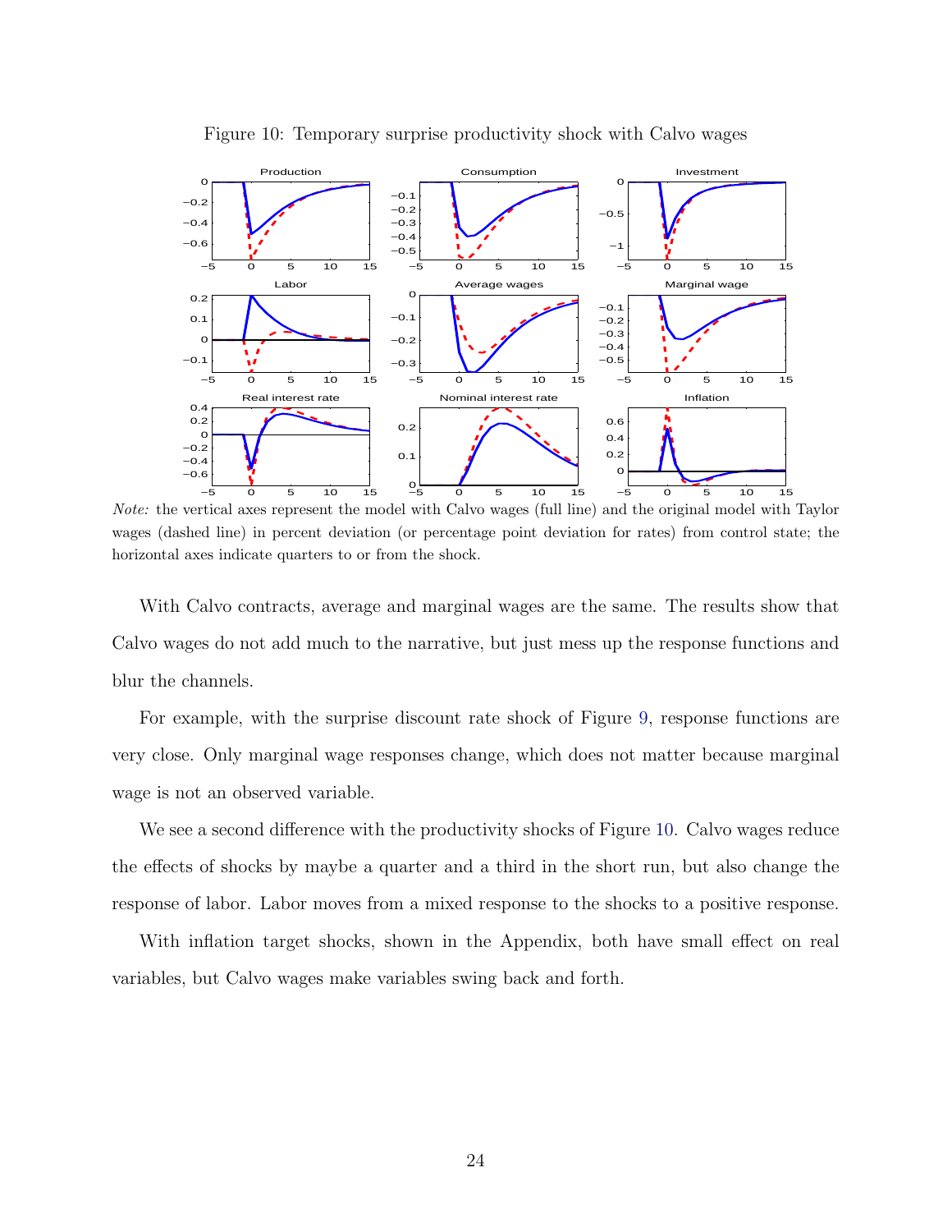Figure 10: Temporary surprise productivity shock with Calvo wages

*Note:* the vertical axes represent the model with Calvo wages (full line) and the original model with Taylor wages (dashed line) in percent deviation (or percentage point deviation for rates) from control state; the horizontal axes indicate quarters to or from the shock.

With Calvo contracts, average and marginal wages are the same. The results show that Calvo wages do not add much to the narrative, but just mess up the response functions and blur the channels.

For example, with the surprise discount rate shock of Figure 9, response functions are very close. Only marginal wage responses change, which does not matter because marginal wage is not an observed variable.

We see a second difference with the productivity shocks of Figure 10. Calvo wages reduce the effects of shocks by maybe a quarter and a third in the short run, but also change the response of labor. Labor moves from a mixed response to the shocks to a positive response.

With inflation target shocks, shown in the Appendix, both have small effect on real variables, but Calvo wages make variables swing back and forth.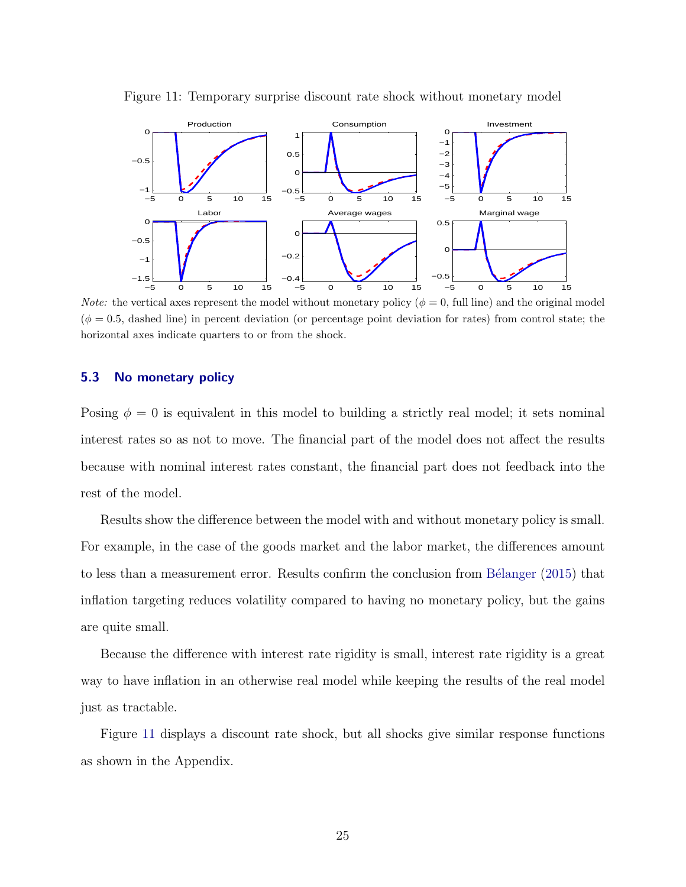Figure 11: Temporary surprise discount rate shock without monetary model

*Note:* the vertical axes represent the model without monetary policy ($\phi = 0$, full line) and the original model ($\phi = 0.5$, dashed line) in percent deviation (or percentage point deviation for rates) from control state; the horizontal axes indicate quarters to or from the shock.

### 5.3 No monetary policy

Posing $\phi = 0$ is equivalent in this model to building a strictly real model; it sets nominal interest rates so as not to move. The financial part of the model does not affect the results because with nominal interest rates constant, the financial part does not feedback into the rest of the model.

Results show the difference between the model with and without monetary policy is small. For example, in the case of the goods market and the labor market, the differences amount to less than a measurement error. Results confirm the conclusion from Bélanger (2015) that inflation targeting reduces volatility compared to having no monetary policy, but the gains are quite small.

Because the difference with interest rate rigidity is small, interest rate rigidity is a great way to have inflation in an otherwise real model while keeping the results of the real model just as tractable.

Figure 11 displays a discount rate shock, but all shocks give similar response functions as shown in the Appendix.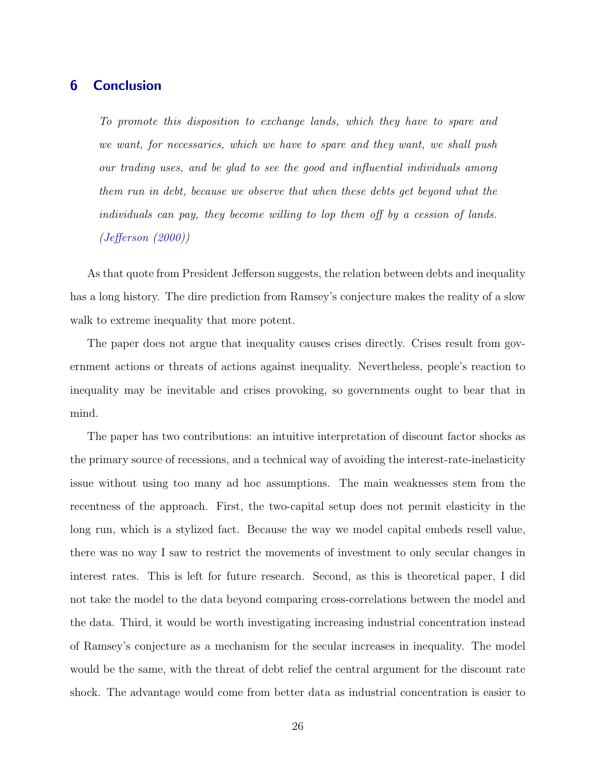## 6 Conclusion

> *To promote this disposition to exchange lands, which they have to spare and we want, for necessaries, which we have to spare and they want, we shall push our trading uses, and be glad to see the good and influential individuals among them run in debt, because we observe that when these debts get beyond what the individuals can pay, they become willing to lop them off by a cession of lands. (Jefferson (2000))*

As that quote from President Jefferson suggests, the relation between debts and inequality has a long history. The dire prediction from Ramsey's conjecture makes the reality of a slow walk to extreme inequality that more potent.

The paper does not argue that inequality causes crises directly. Crises result from government actions or threats of actions against inequality. Nevertheless, people's reaction to inequality may be inevitable and crises provoking, so governments ought to bear that in mind.

The paper has two contributions: an intuitive interpretation of discount factor shocks as the primary source of recessions, and a technical way of avoiding the interest-rate-inelasticity issue without using too many ad hoc assumptions. The main weaknesses stem from the recentness of the approach. First, the two-capital setup does not permit elasticity in the long run, which is a stylized fact. Because the way we model capital embeds resell value, there was no way I saw to restrict the movements of investment to only secular changes in interest rates. This is left for future research. Second, as this is theoretical paper, I did not take the model to the data beyond comparing cross-correlations between the model and the data. Third, it would be worth investigating increasing industrial concentration instead of Ramsey's conjecture as a mechanism for the secular increases in inequality. The model would be the same, with the threat of debt relief the central argument for the discount rate shock. The advantage would come from better data as industrial concentration is easier to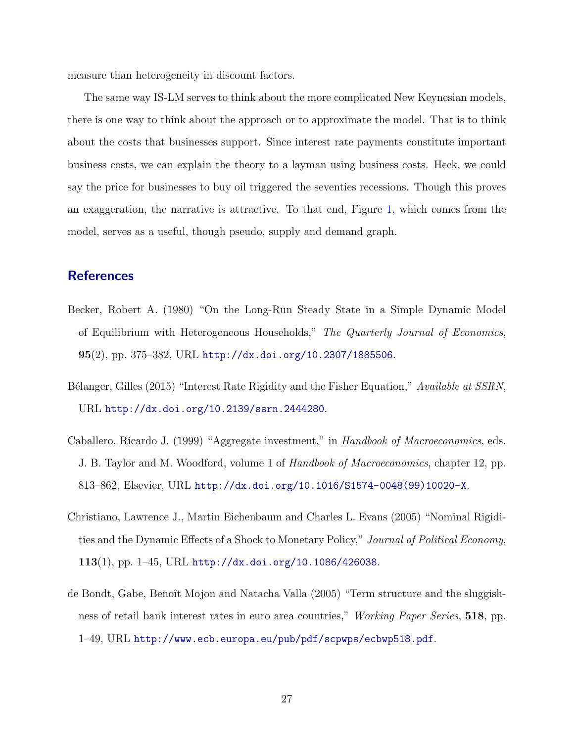measure than heterogeneity in discount factors.

The same way IS-LM serves to think about the more complicated New Keynesian models, there is one way to think about the approach or to approximate the model. That is to think about the costs that businesses support. Since interest rate payments constitute important business costs, we can explain the theory to a layman using business costs. Heck, we could say the price for businesses to buy oil triggered the seventies recessions. Though this proves an exaggeration, the narrative is attractive. To that end, Figure 1, which comes from the model, serves as a useful, though pseudo, supply and demand graph.

## References

Becker, Robert A. (1980) "On the Long-Run Steady State in a Simple Dynamic Model of Equilibrium with Heterogeneous Households," *The Quarterly Journal of Economics*, **95**(2), pp. 375–382, URL http://dx.doi.org/10.2307/1885506.

Bélanger, Gilles (2015) "Interest Rate Rigidity and the Fisher Equation," *Available at SSRN*, URL http://dx.doi.org/10.2139/ssrn.2444280.

Caballero, Ricardo J. (1999) "Aggregate investment," in *Handbook of Macroeconomics*, eds. J. B. Taylor and M. Woodford, volume 1 of *Handbook of Macroeconomics*, chapter 12, pp. 813–862, Elsevier, URL http://dx.doi.org/10.1016/S1574-0048(99)10020-X.

Christiano, Lawrence J., Martin Eichenbaum and Charles L. Evans (2005) "Nominal Rigidities and the Dynamic Effects of a Shock to Monetary Policy," *Journal of Political Economy*, **113**(1), pp. 1–45, URL http://dx.doi.org/10.1086/426038.

de Bondt, Gabe, Benoît Mojon and Natacha Valla (2005) "Term structure and the sluggishness of retail bank interest rates in euro area countries," *Working Paper Series*, **518**, pp. 1–49, URL http://www.ecb.europa.eu/pub/pdf/scpwps/ecbwp518.pdf.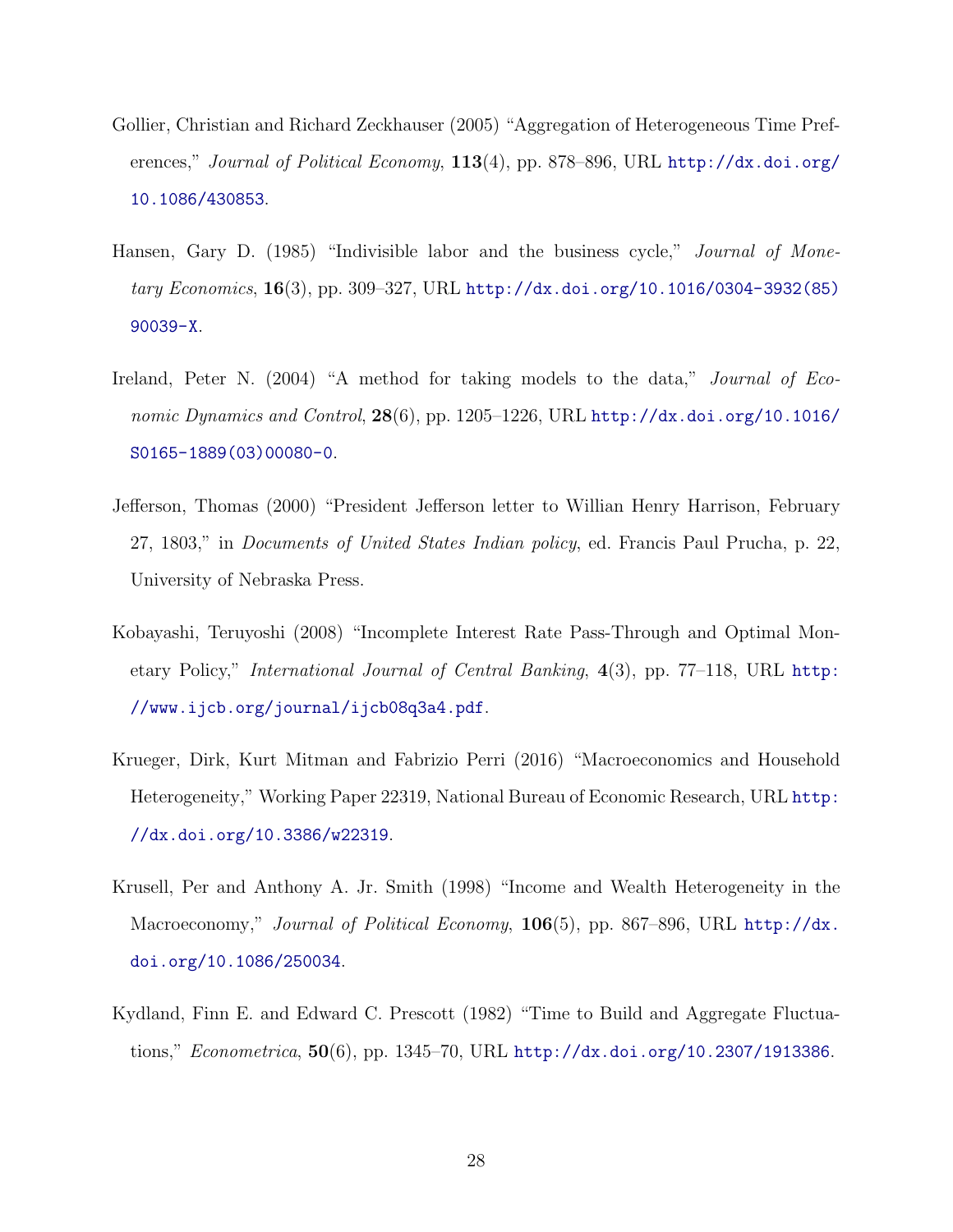Gollier, Christian and Richard Zeckhauser (2005) "Aggregation of Heterogeneous Time Preferences," *Journal of Political Economy*, **113**(4), pp. 878–896, URL http://dx.doi.org/10.1086/430853.

Hansen, Gary D. (1985) "Indivisible labor and the business cycle," *Journal of Monetary Economics*, **16**(3), pp. 309–327, URL http://dx.doi.org/10.1016/0304-3932(85)90039-X.

Ireland, Peter N. (2004) "A method for taking models to the data," *Journal of Economic Dynamics and Control*, **28**(6), pp. 1205–1226, URL http://dx.doi.org/10.1016/S0165-1889(03)00080-0.

Jefferson, Thomas (2000) "President Jefferson letter to Willian Henry Harrison, February 27, 1803," in *Documents of United States Indian policy*, ed. Francis Paul Prucha, p. 22, University of Nebraska Press.

Kobayashi, Teruyoshi (2008) "Incomplete Interest Rate Pass-Through and Optimal Monetary Policy," *International Journal of Central Banking*, **4**(3), pp. 77–118, URL http://www.ijcb.org/journal/ijcb08q3a4.pdf.

Krueger, Dirk, Kurt Mitman and Fabrizio Perri (2016) "Macroeconomics and Household Heterogeneity," Working Paper 22319, National Bureau of Economic Research, URL http://dx.doi.org/10.3386/w22319.

Krusell, Per and Anthony A. Jr. Smith (1998) "Income and Wealth Heterogeneity in the Macroeconomy," *Journal of Political Economy*, **106**(5), pp. 867–896, URL http://dx.doi.org/10.1086/250034.

Kydland, Finn E. and Edward C. Prescott (1982) "Time to Build and Aggregate Fluctuations," *Econometrica*, **50**(6), pp. 1345–70, URL http://dx.doi.org/10.2307/1913386.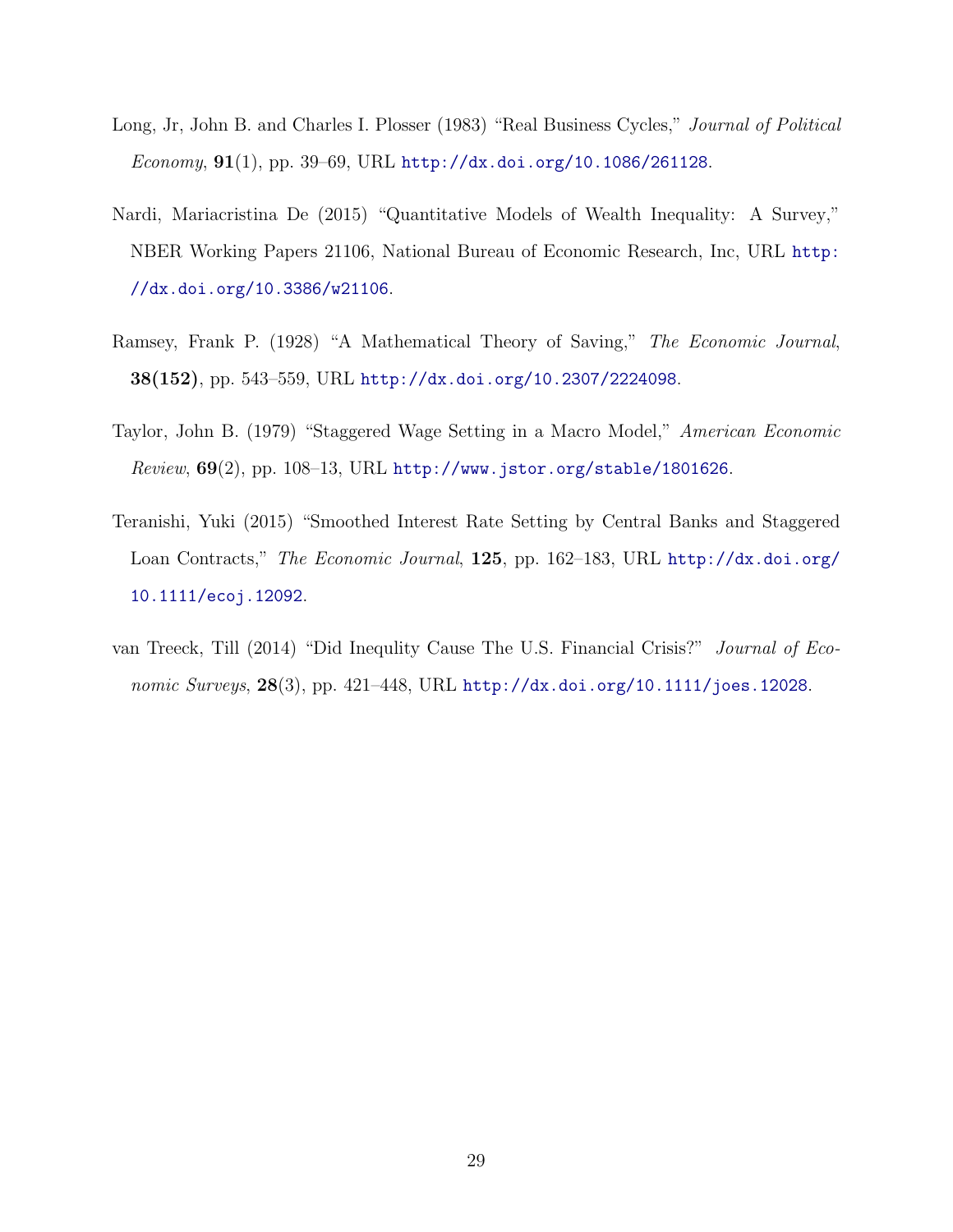Long, Jr, John B. and Charles I. Plosser (1983) "Real Business Cycles," *Journal of Political Economy*, **91**(1), pp. 39–69, URL http://dx.doi.org/10.1086/261128.

Nardi, Mariacristina De (2015) "Quantitative Models of Wealth Inequality: A Survey," NBER Working Papers 21106, National Bureau of Economic Research, Inc, URL http://dx.doi.org/10.3386/w21106.

Ramsey, Frank P. (1928) "A Mathematical Theory of Saving," *The Economic Journal*, **38(152)**, pp. 543–559, URL http://dx.doi.org/10.2307/2224098.

Taylor, John B. (1979) "Staggered Wage Setting in a Macro Model," *American Economic Review*, **69**(2), pp. 108–13, URL http://www.jstor.org/stable/1801626.

Teranishi, Yuki (2015) "Smoothed Interest Rate Setting by Central Banks and Staggered Loan Contracts," *The Economic Journal*, **125**, pp. 162–183, URL http://dx.doi.org/10.1111/ecoj.12092.

van Treeck, Till (2014) "Did Inequlity Cause The U.S. Financial Crisis?" *Journal of Economic Surveys*, **28**(3), pp. 421–448, URL http://dx.doi.org/10.1111/joes.12028.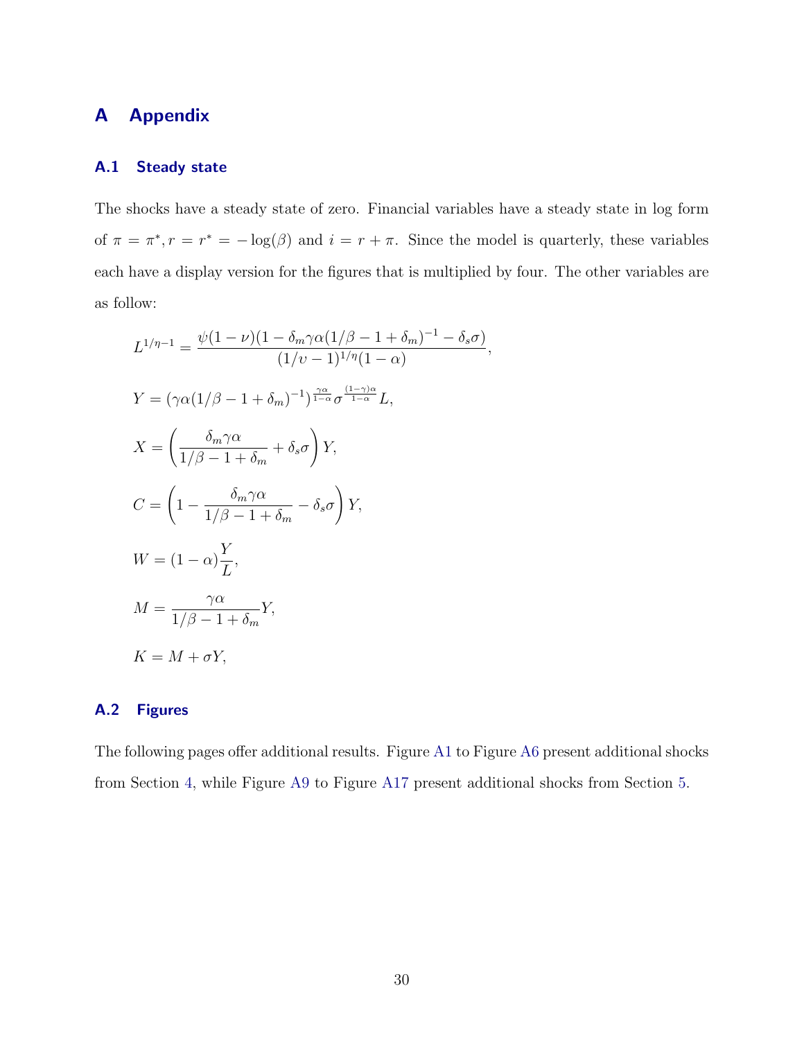# A Appendix

## A.1 Steady state

The shocks have a steady state of zero. Financial variables have a steady state in log form of $\pi = \pi^*, r = r^* = -\log(\beta)$ and $i = r + \pi$. Since the model is quarterly, these variables each have a display version for the figures that is multiplied by four. The other variables are as follow:

$$L^{1/\eta - 1} = \frac{\psi(1-\nu)(1 - \delta_m \gamma\alpha(1/\beta - 1 + \delta_m)^{-1} - \delta_s \sigma)}{(1/\upsilon - 1)^{1/\eta}(1-\alpha)},$$

$$Y = (\gamma\alpha(1/\beta - 1 + \delta_m)^{-1})^{\frac{\gamma\alpha}{1-\alpha}} \sigma^{\frac{(1-\gamma)\alpha}{1-\alpha}} L,$$

$$X = \left(\frac{\delta_m \gamma\alpha}{1/\beta - 1 + \delta_m} + \delta_s \sigma\right) Y,$$

$$C = \left(1 - \frac{\delta_m \gamma\alpha}{1/\beta - 1 + \delta_m} - \delta_s \sigma\right) Y,$$

$$W = (1-\alpha)\frac{Y}{L},$$

$$M = \frac{\gamma\alpha}{1/\beta - 1 + \delta_m} Y,$$

$$K = M + \sigma Y,$$

## A.2 Figures

The following pages offer additional results. Figure A1 to Figure A6 present additional shocks from Section 4, while Figure A9 to Figure A17 present additional shocks from Section 5.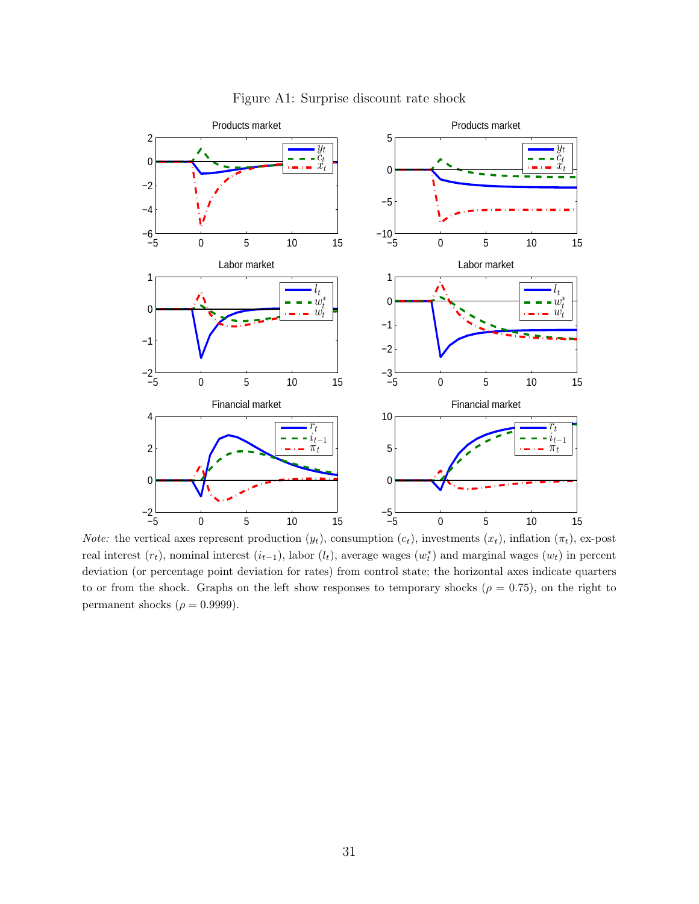Figure A1: Surprise discount rate shock

*Note:* the vertical axes represent production ($y_t$), consumption ($c_t$), investments ($x_t$), inflation ($\pi_t$), ex-post real interest ($r_t$), nominal interest ($i_{t-1}$), labor ($l_t$), average wages ($w_t^*$) and marginal wages ($w_t$) in percent deviation (or percentage point deviation for rates) from control state; the horizontal axes indicate quarters to or from the shock. Graphs on the left show responses to temporary shocks ($\rho = 0.75$), on the right to permanent shocks ($\rho = 0.9999$).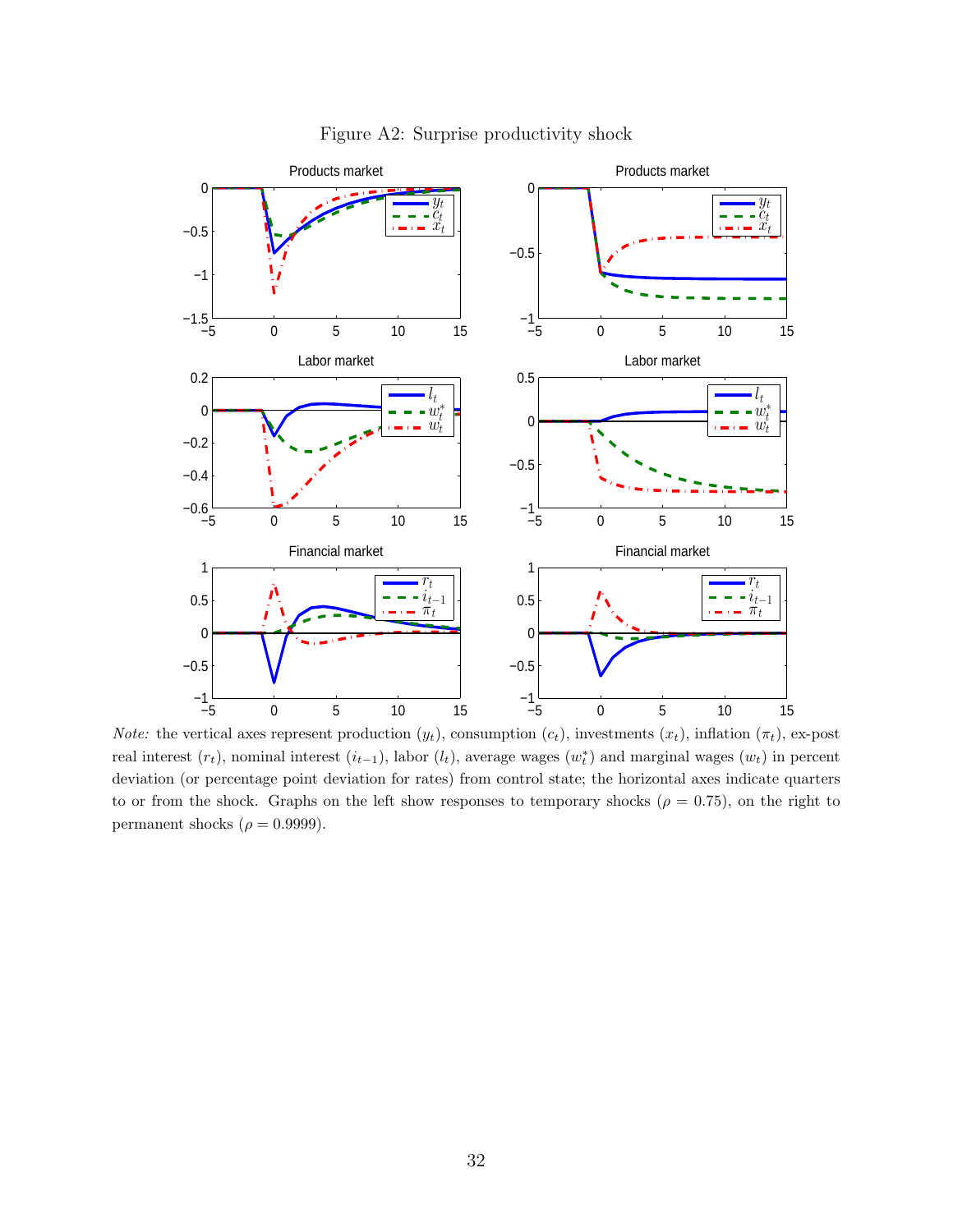Figure A2: Surprise productivity shock

*Note:* the vertical axes represent production ($y_t$), consumption ($c_t$), investments ($x_t$), inflation ($\pi_t$), ex-post real interest ($r_t$), nominal interest ($i_{t-1}$), labor ($l_t$), average wages ($w_t^*$) and marginal wages ($w_t$) in percent deviation (or percentage point deviation for rates) from control state; the horizontal axes indicate quarters to or from the shock. Graphs on the left show responses to temporary shocks ($\rho = 0.75$), on the right to permanent shocks ($\rho = 0.9999$).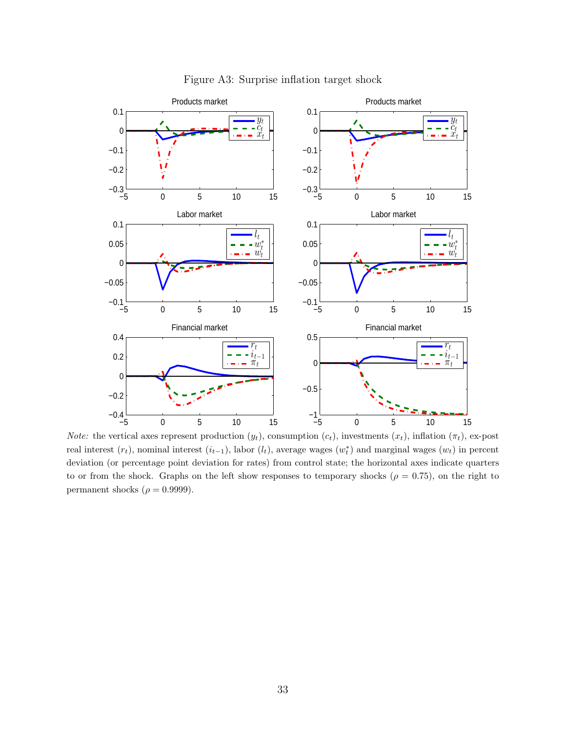Figure A3: Surprise inflation target shock

*Note:* the vertical axes represent production ($y_t$), consumption ($c_t$), investments ($x_t$), inflation ($\pi_t$), ex-post real interest ($r_t$), nominal interest ($i_{t-1}$), labor ($l_t$), average wages ($w_t^*$) and marginal wages ($w_t$) in percent deviation (or percentage point deviation for rates) from control state; the horizontal axes indicate quarters to or from the shock. Graphs on the left show responses to temporary shocks ($\rho = 0.75$), on the right to permanent shocks ($\rho = 0.9999$).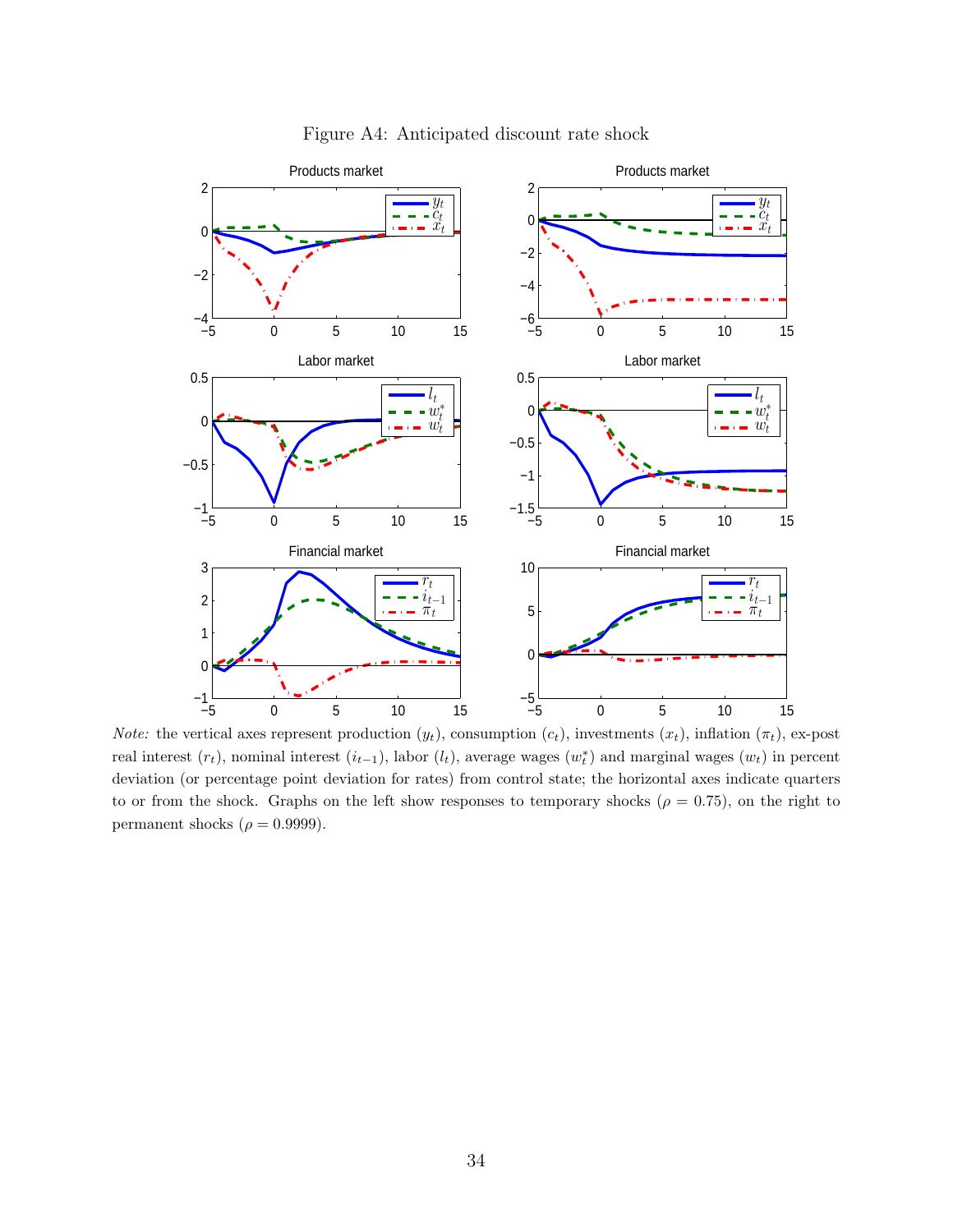Figure A4: Anticipated discount rate shock

*Note:* the vertical axes represent production ($y_t$), consumption ($c_t$), investments ($x_t$), inflation ($\pi_t$), ex-post real interest ($r_t$), nominal interest ($i_{t-1}$), labor ($l_t$), average wages ($w_t^*$) and marginal wages ($w_t$) in percent deviation (or percentage point deviation for rates) from control state; the horizontal axes indicate quarters to or from the shock. Graphs on the left show responses to temporary shocks ($\rho = 0.75$), on the right to permanent shocks ($\rho = 0.9999$).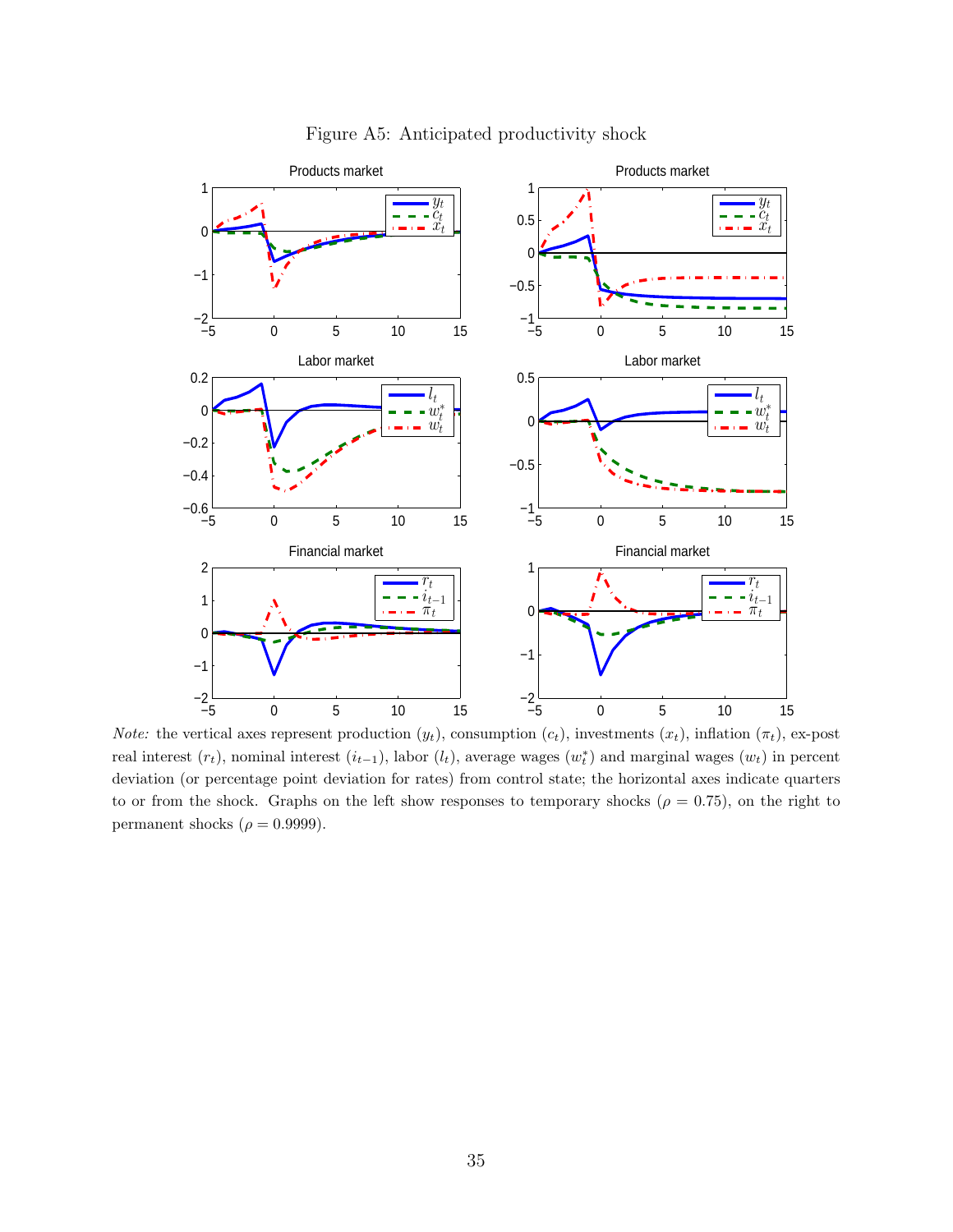Figure A5: Anticipated productivity shock

*Note:* the vertical axes represent production ($y_t$), consumption ($c_t$), investments ($x_t$), inflation ($\pi_t$), ex-post real interest ($r_t$), nominal interest ($i_{t-1}$), labor ($l_t$), average wages ($w_t^*$) and marginal wages ($w_t$) in percent deviation (or percentage point deviation for rates) from control state; the horizontal axes indicate quarters to or from the shock. Graphs on the left show responses to temporary shocks ($\rho = 0.75$), on the right to permanent shocks ($\rho = 0.9999$).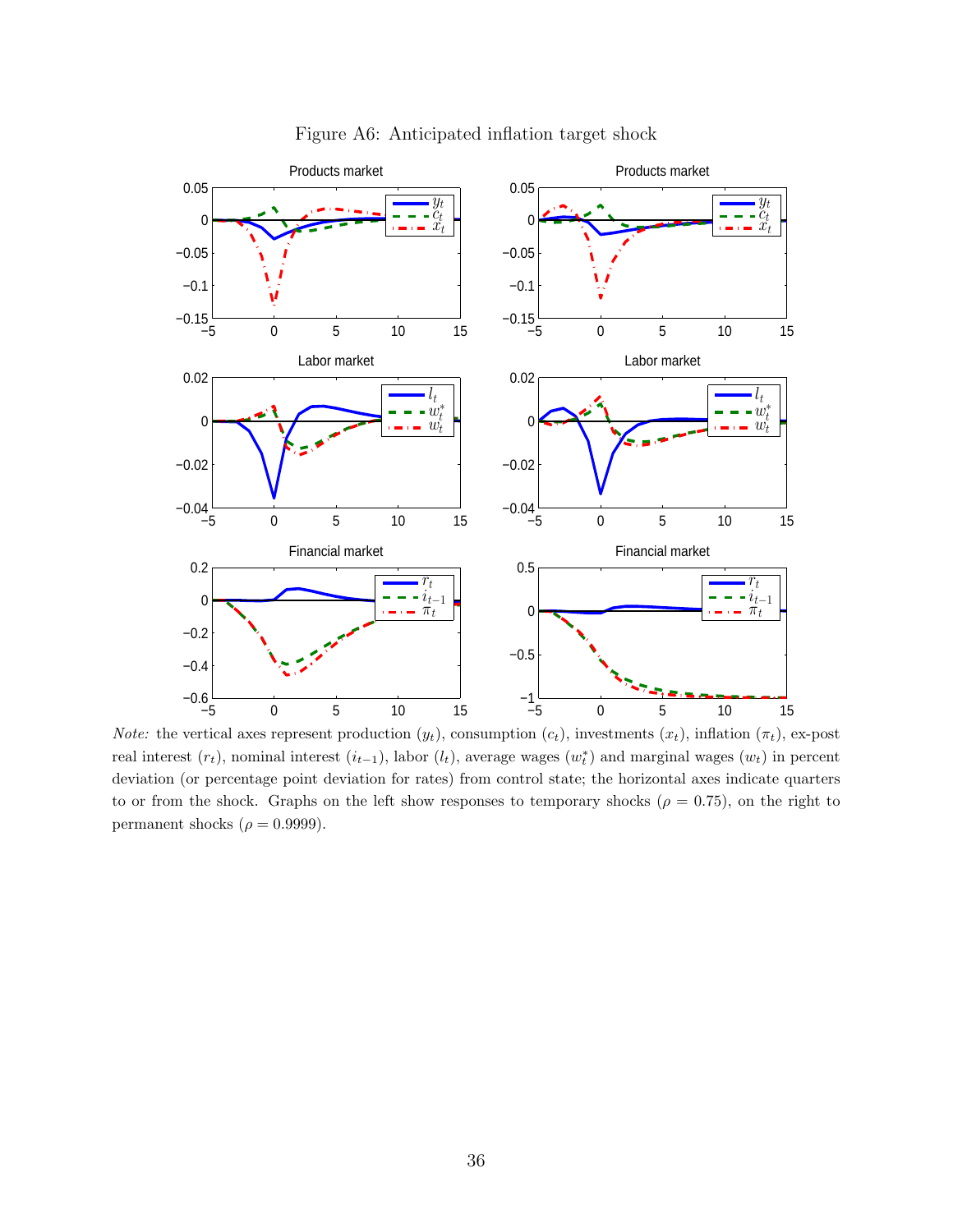Figure A6: Anticipated inflation target shock

*Note:* the vertical axes represent production ($y_t$), consumption ($c_t$), investments ($x_t$), inflation ($\pi_t$), ex-post real interest ($r_t$), nominal interest ($i_{t-1}$), labor ($l_t$), average wages ($w_t^*$) and marginal wages ($w_t$) in percent deviation (or percentage point deviation for rates) from control state; the horizontal axes indicate quarters to or from the shock. Graphs on the left show responses to temporary shocks ($\rho = 0.75$), on the right to permanent shocks ($\rho = 0.9999$).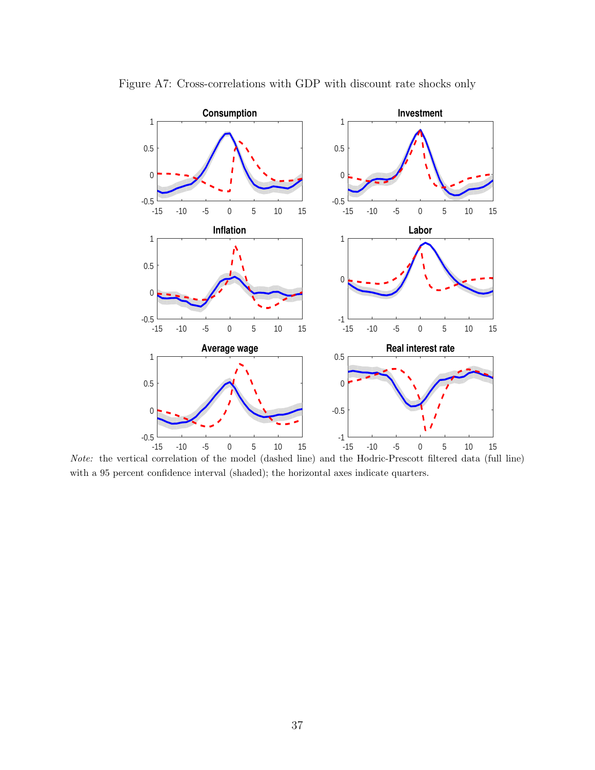Figure A7: Cross-correlations with GDP with discount rate shocks only

*Note:* the vertical correlation of the model (dashed line) and the Hodric-Prescott filtered data (full line) with a 95 percent confidence interval (shaded); the horizontal axes indicate quarters.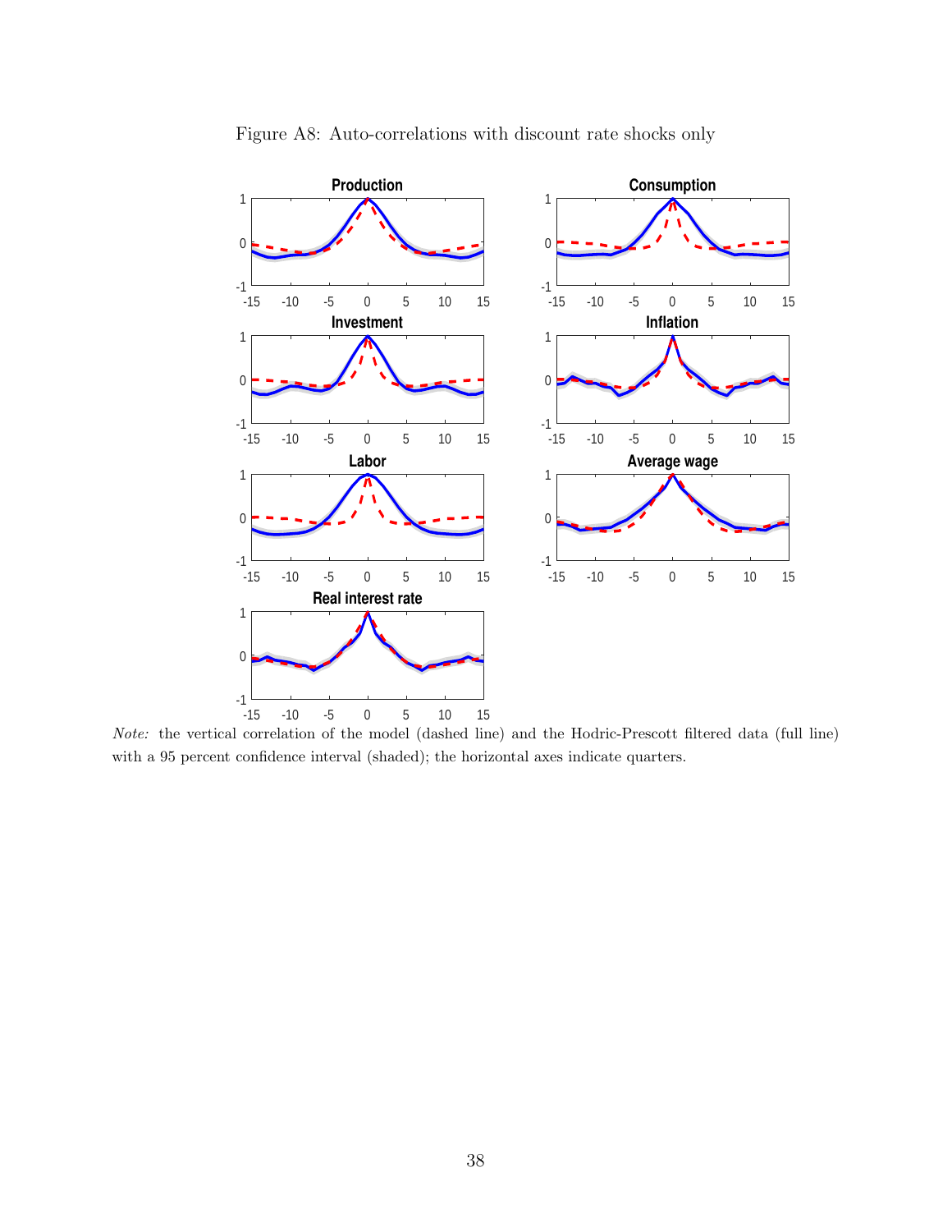Figure A8: Auto-correlations with discount rate shocks only

*Note:* the vertical correlation of the model (dashed line) and the Hodric-Prescott filtered data (full line) with a 95 percent confidence interval (shaded); the horizontal axes indicate quarters.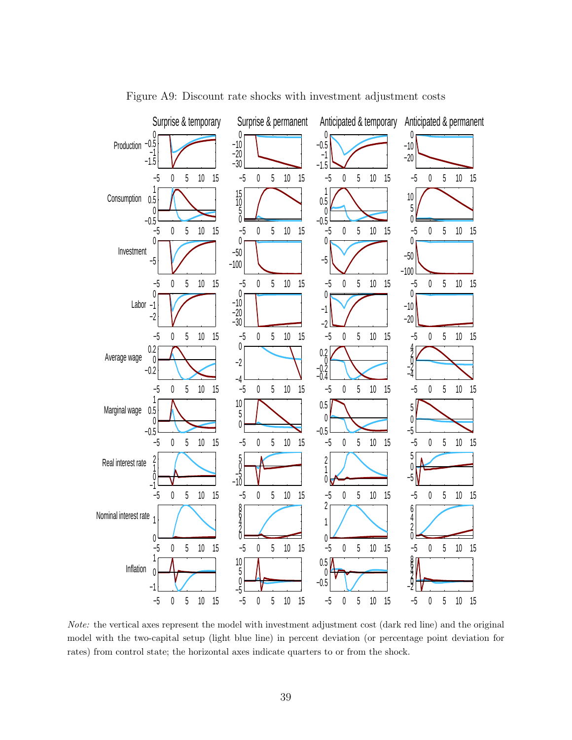Figure A9: Discount rate shocks with investment adjustment costs

*Note:* the vertical axes represent the model with investment adjustment cost (dark red line) and the original model with the two-capital setup (light blue line) in percent deviation (or percentage point deviation for rates) from control state; the horizontal axes indicate quarters to or from the shock.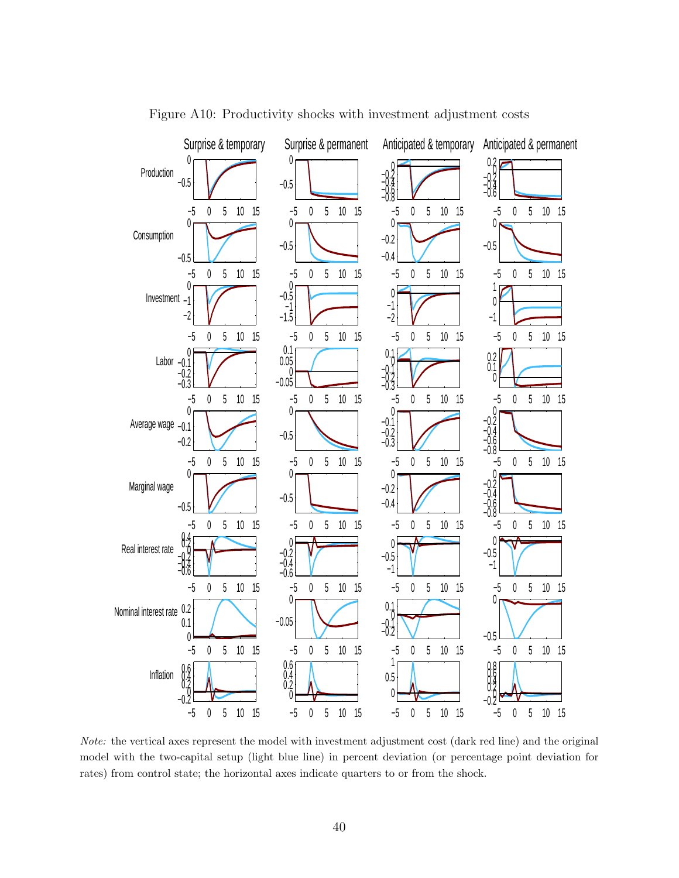Figure A10: Productivity shocks with investment adjustment costs

*Note:* the vertical axes represent the model with investment adjustment cost (dark red line) and the original model with the two-capital setup (light blue line) in percent deviation (or percentage point deviation for rates) from control state; the horizontal axes indicate quarters to or from the shock.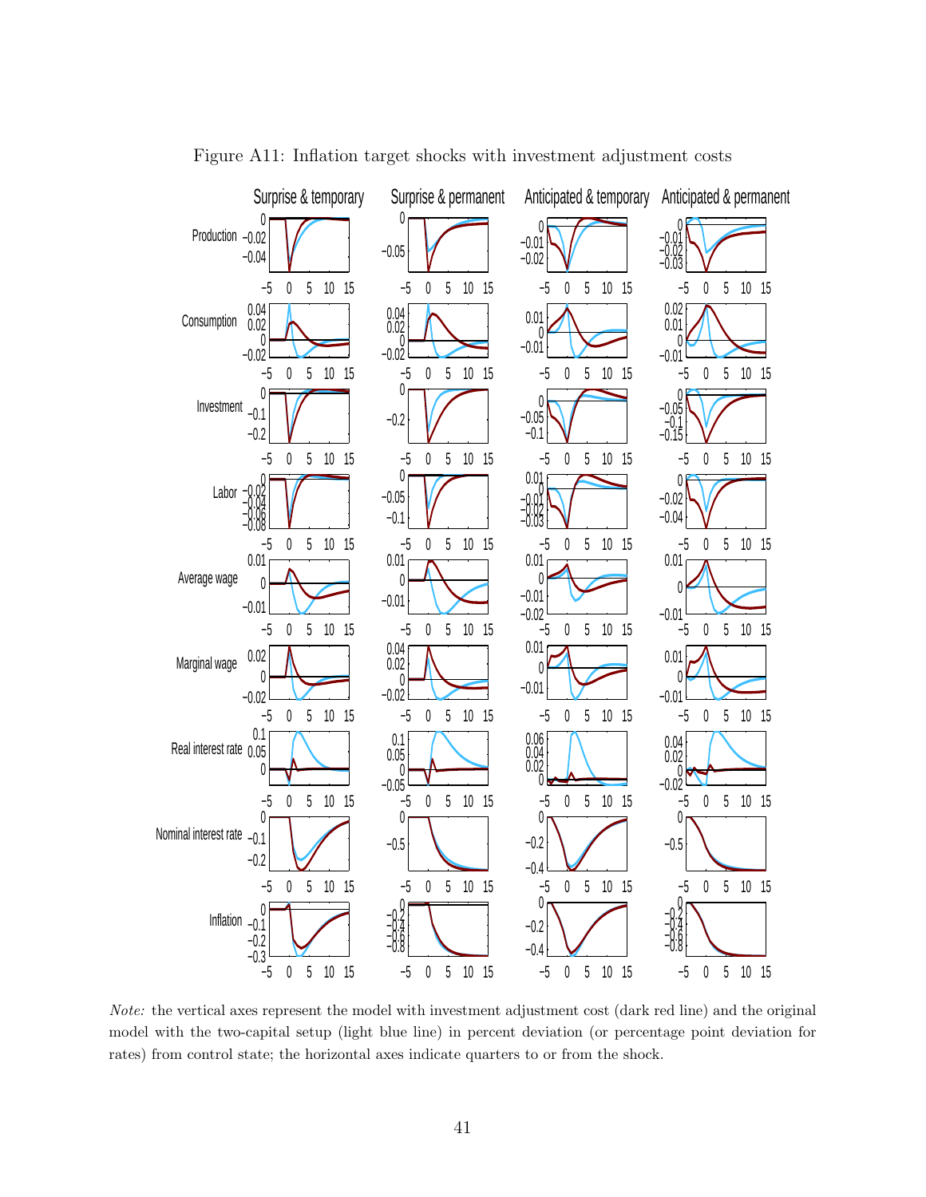Figure A11: Inflation target shocks with investment adjustment costs

*Note:* the vertical axes represent the model with investment adjustment cost (dark red line) and the original model with the two-capital setup (light blue line) in percent deviation (or percentage point deviation for rates) from control state; the horizontal axes indicate quarters to or from the shock.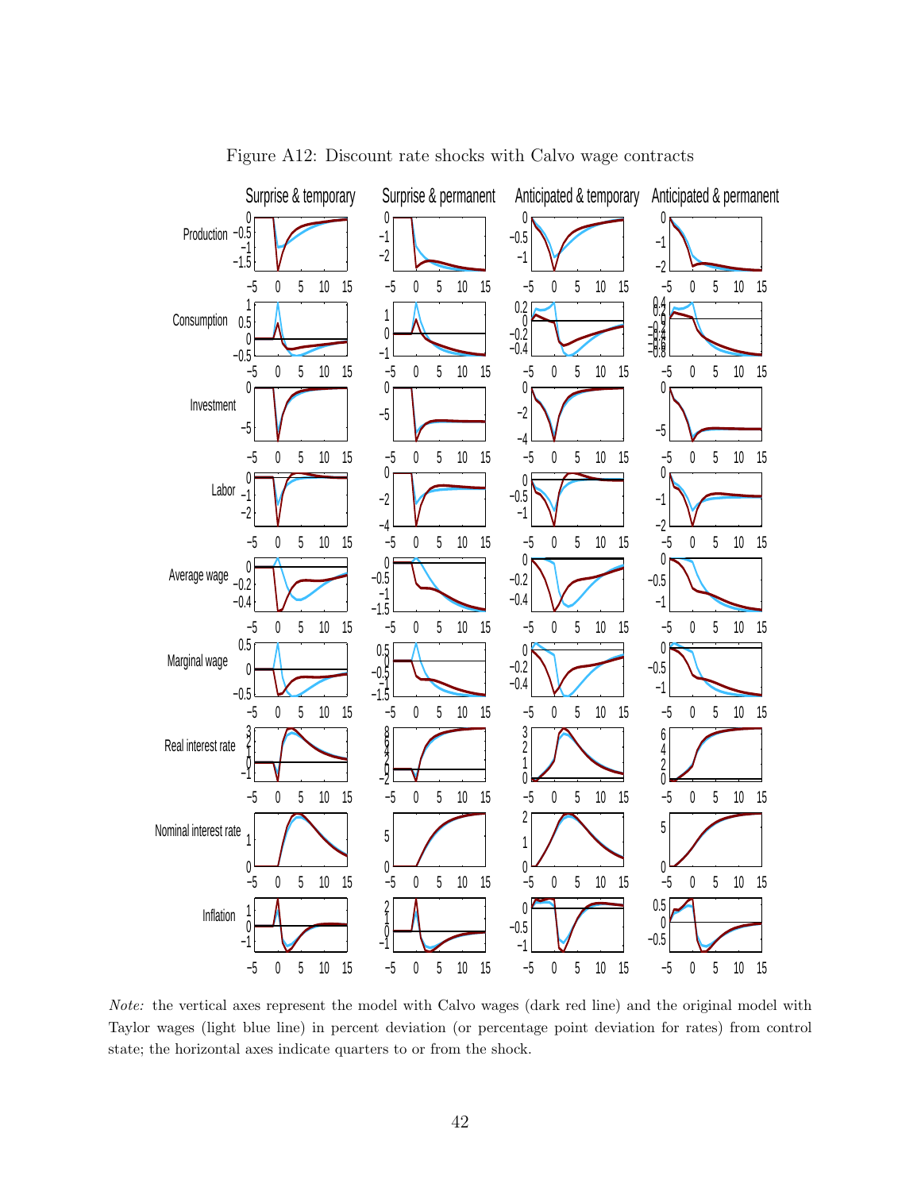Figure A12: Discount rate shocks with Calvo wage contracts

*Note:* the vertical axes represent the model with Calvo wages (dark red line) and the original model with Taylor wages (light blue line) in percent deviation (or percentage point deviation for rates) from control state; the horizontal axes indicate quarters to or from the shock.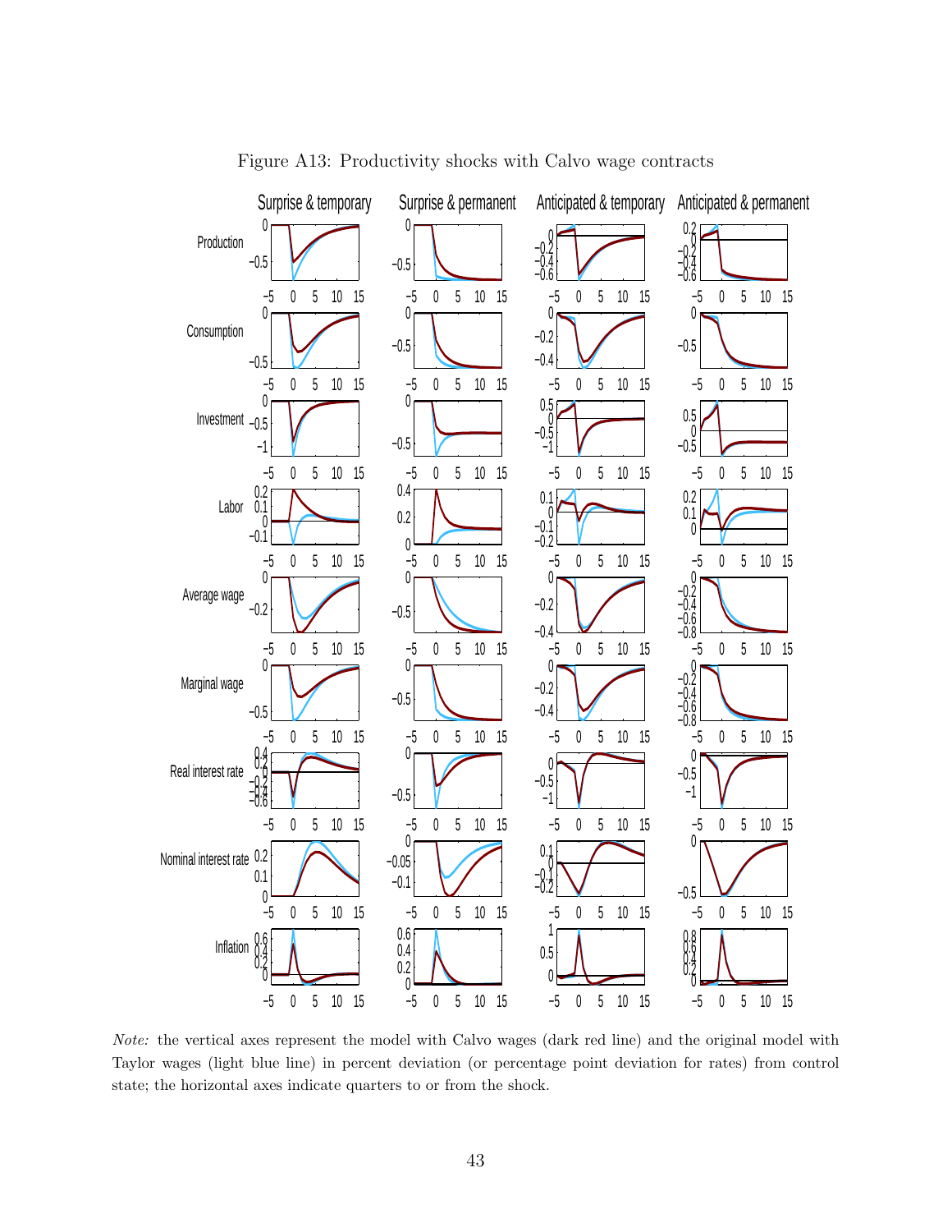Figure A13: Productivity shocks with Calvo wage contracts

*Note:* the vertical axes represent the model with Calvo wages (dark red line) and the original model with Taylor wages (light blue line) in percent deviation (or percentage point deviation for rates) from control state; the horizontal axes indicate quarters to or from the shock.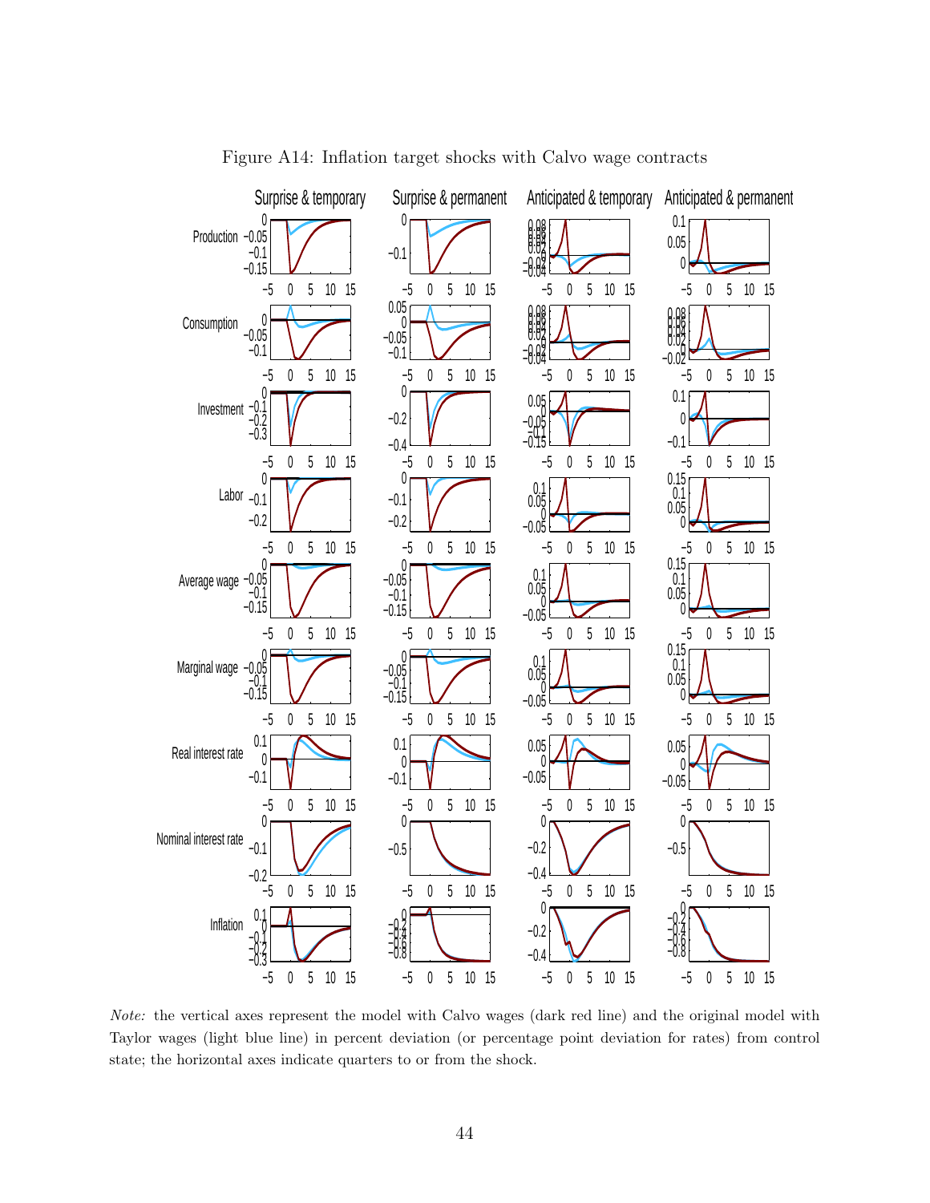Figure A14: Inflation target shocks with Calvo wage contracts

*Note:* the vertical axes represent the model with Calvo wages (dark red line) and the original model with Taylor wages (light blue line) in percent deviation (or percentage point deviation for rates) from control state; the horizontal axes indicate quarters to or from the shock.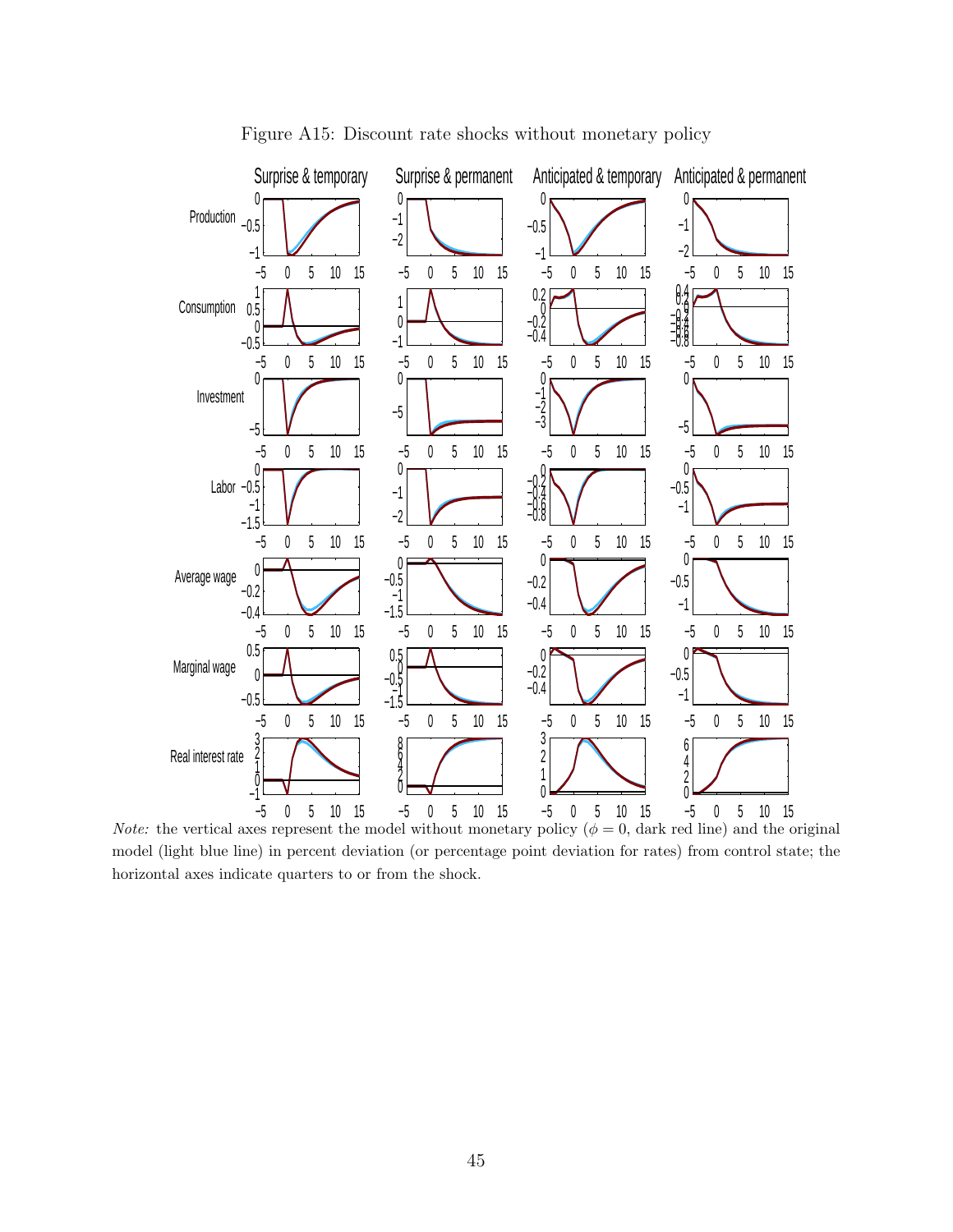Figure A15: Discount rate shocks without monetary policy

*Note:* the vertical axes represent the model without monetary policy ($\phi = 0$, dark red line) and the original model (light blue line) in percent deviation (or percentage point deviation for rates) from control state; the horizontal axes indicate quarters to or from the shock.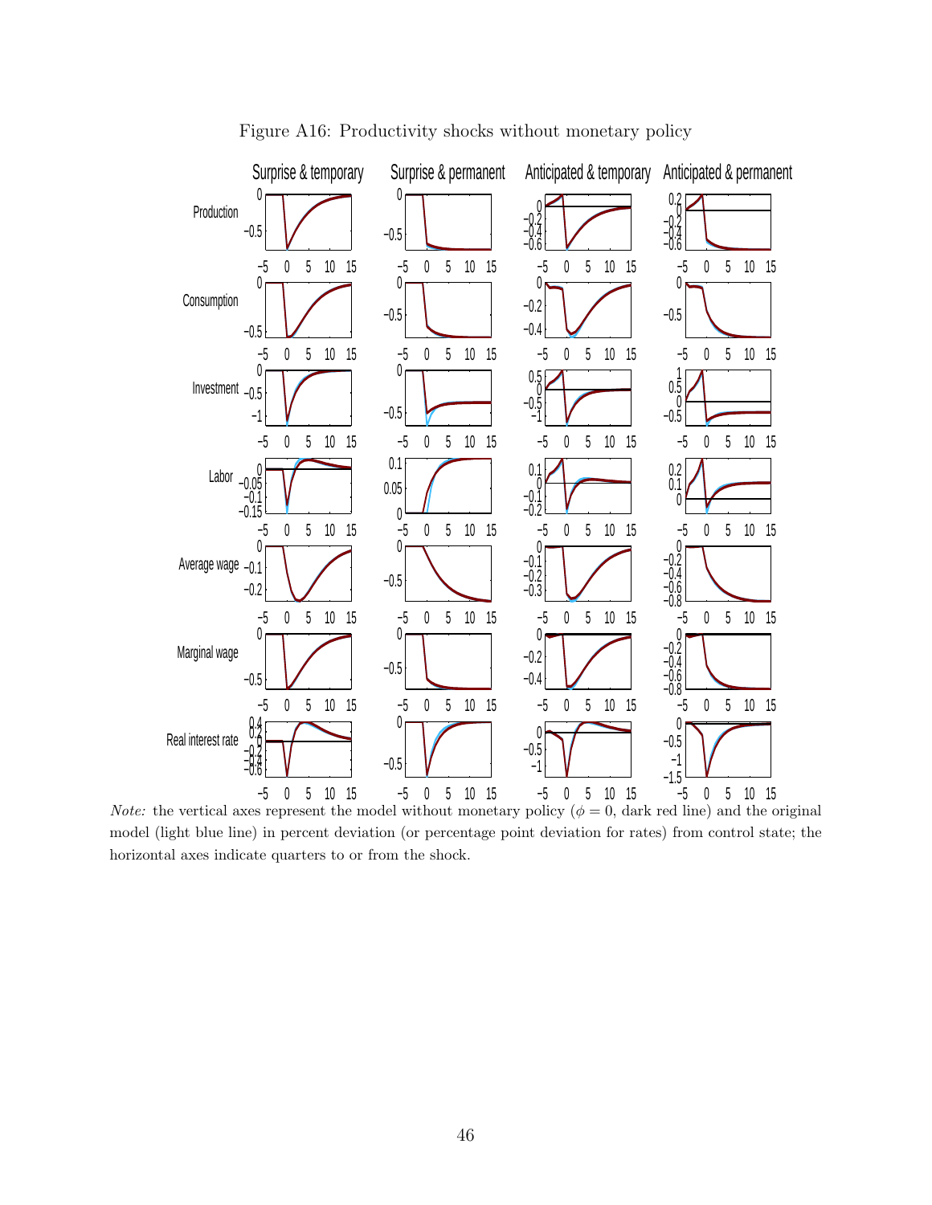Figure A16: Productivity shocks without monetary policy

*Note:* the vertical axes represent the model without monetary policy ($\phi = 0$, dark red line) and the original model (light blue line) in percent deviation (or percentage point deviation for rates) from control state; the horizontal axes indicate quarters to or from the shock.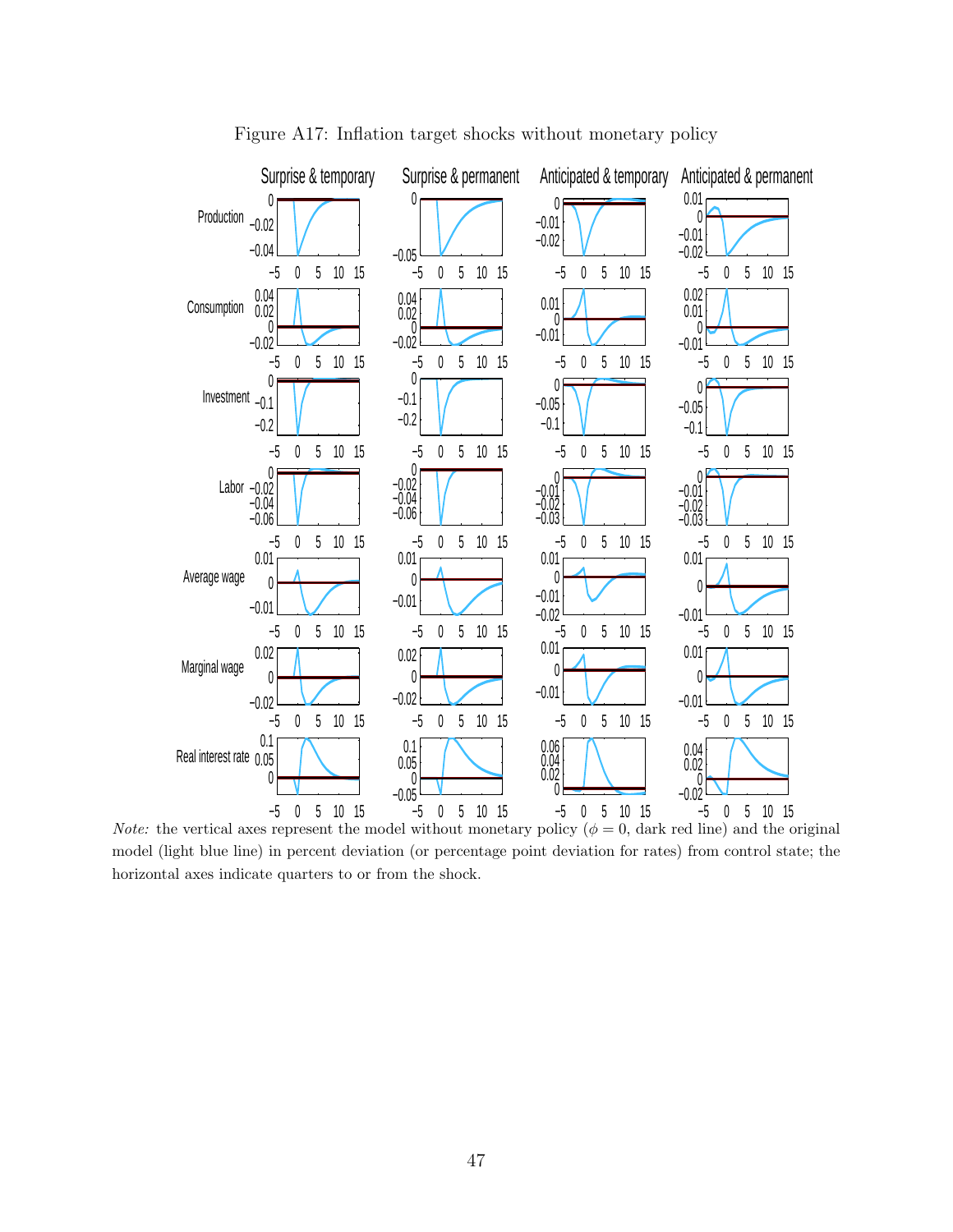Figure A17: Inflation target shocks without monetary policy

Surprise & temporary

Surprise & permanent

Anticipated & temporary

Anticipated & permanent

Production

Consumption

Investment

Labor

Average wage

Marginal wage

Real interest rate

*Note:* the vertical axes represent the model without monetary policy ($\phi = 0$, dark red line) and the original model (light blue line) in percent deviation (or percentage point deviation for rates) from control state; the horizontal axes indicate quarters to or from the shock.